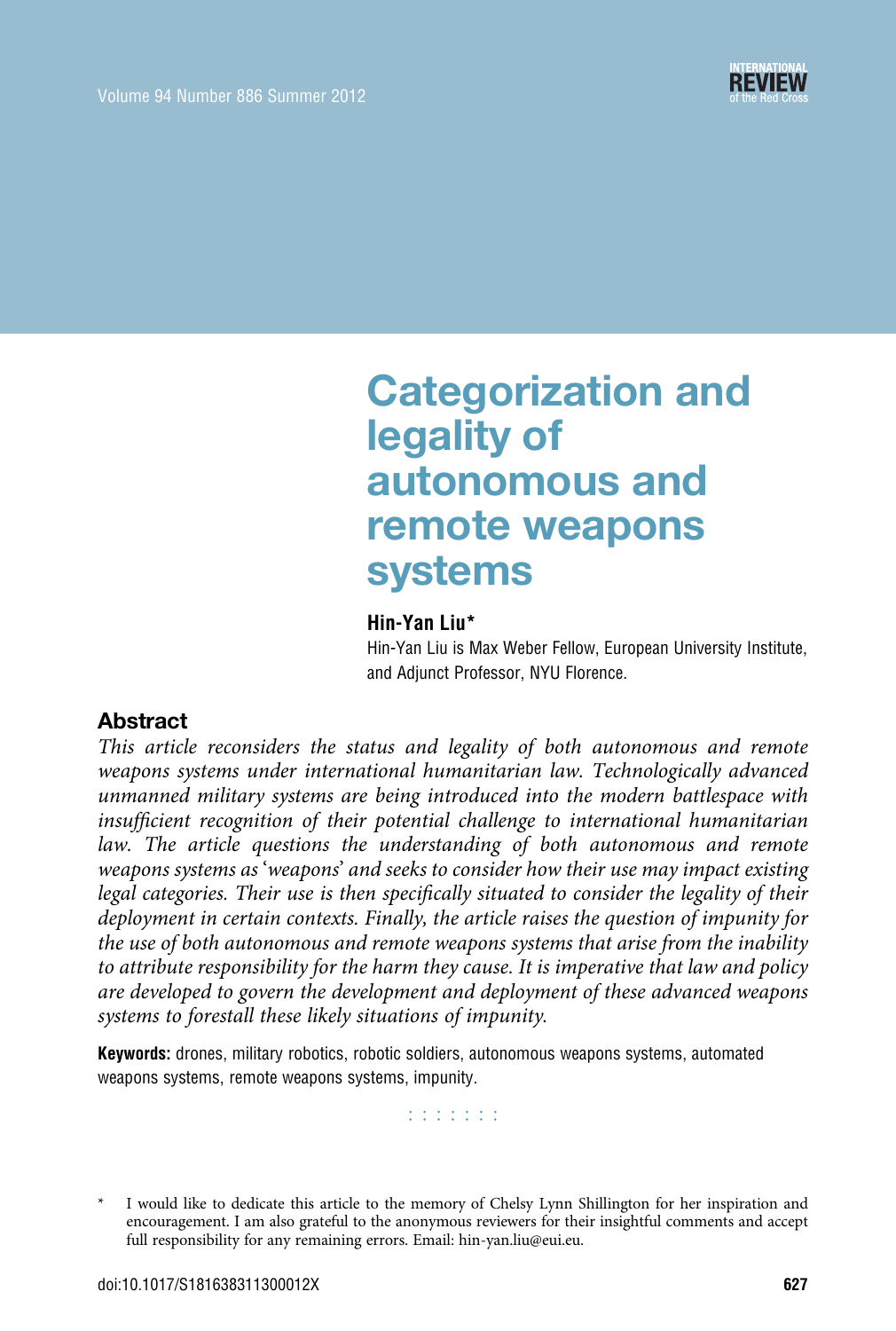# Categorization and legality of autonomous and remote weapons systems

**Hin-Yan Liu***

Hin-Yan Liu is Max Weber Fellow, European University Institute, and Adjunct Professor, NYU Florence.

## Abstract

*This article reconsiders the status and legality of both autonomous and remote weapons systems under international humanitarian law. Technologically advanced unmanned military systems are being introduced into the modern battlespace with insufficient recognition of their potential challenge to international humanitarian law. The article questions the understanding of both autonomous and remote weapons systems as 'weapons' and seeks to consider how their use may impact existing legal categories. Their use is then specifically situated to consider the legality of their deployment in certain contexts. Finally, the article raises the question of impunity for the use of both autonomous and remote weapons systems that arise from the inability to attribute responsibility for the harm they cause. It is imperative that law and policy are developed to govern the development and deployment of these advanced weapons systems to forestall these likely situations of impunity.*

**Keywords:** drones, military robotics, robotic soldiers, autonomous weapons systems, automated weapons systems, remote weapons systems, impunity.

\* I would like to dedicate this article to the memory of Chelsy Lynn Shillington for her inspiration and encouragement. I am also grateful to the anonymous reviewers for their insightful comments and accept full responsibility for any remaining errors. Email: hin-yan.liu@eui.eu.

doi:10.1017/S181638311300012X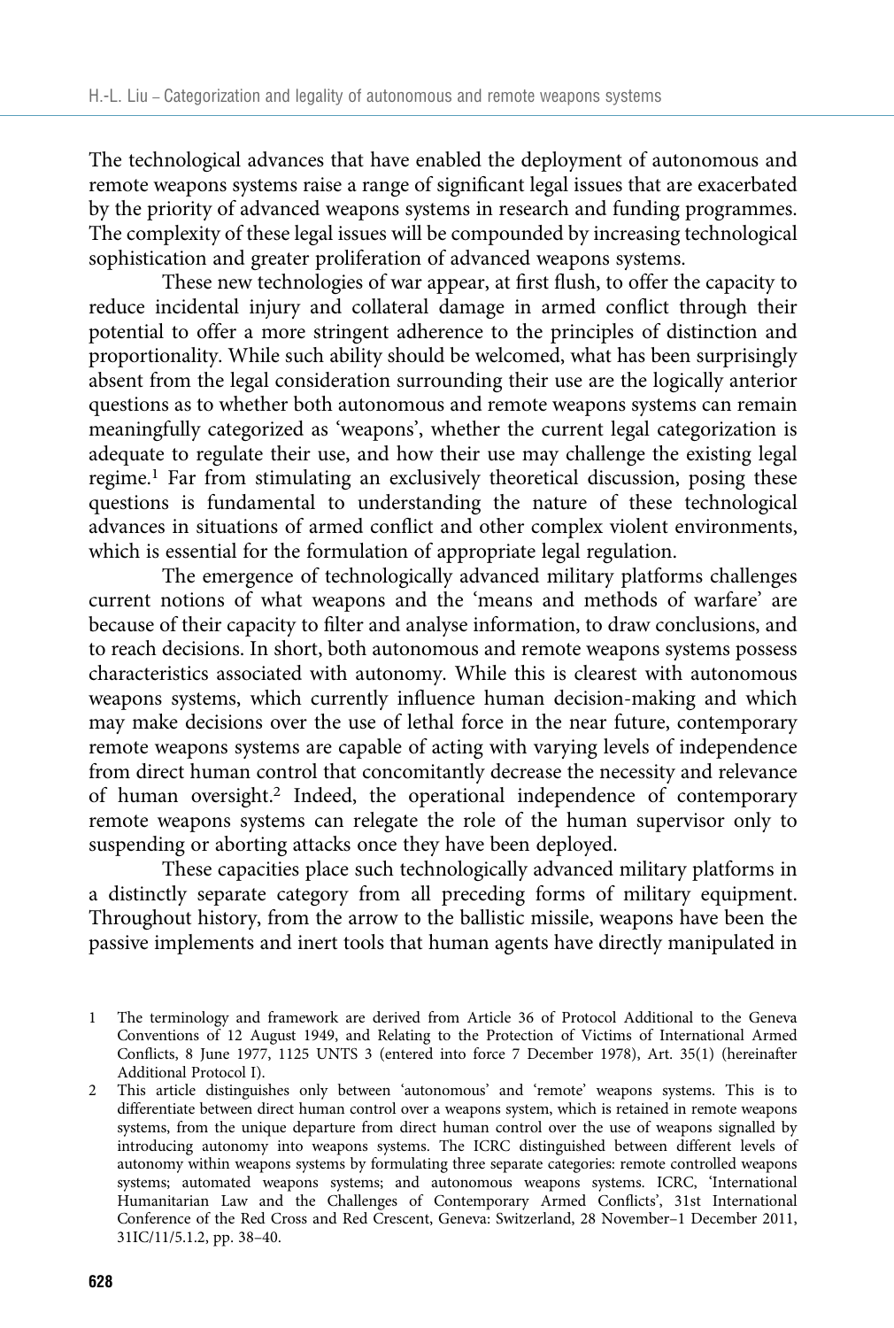The technological advances that have enabled the deployment of autonomous and remote weapons systems raise a range of significant legal issues that are exacerbated by the priority of advanced weapons systems in research and funding programmes. The complexity of these legal issues will be compounded by increasing technological sophistication and greater proliferation of advanced weapons systems.

These new technologies of war appear, at first flush, to offer the capacity to reduce incidental injury and collateral damage in armed conflict through their potential to offer a more stringent adherence to the principles of distinction and proportionality. While such ability should be welcomed, what has been surprisingly absent from the legal consideration surrounding their use are the logically anterior questions as to whether both autonomous and remote weapons systems can remain meaningfully categorized as 'weapons', whether the current legal categorization is adequate to regulate their use, and how their use may challenge the existing legal regime.[1] Far from stimulating an exclusively theoretical discussion, posing these questions is fundamental to understanding the nature of these technological advances in situations of armed conflict and other complex violent environments, which is essential for the formulation of appropriate legal regulation.

The emergence of technologically advanced military platforms challenges current notions of what weapons and the 'means and methods of warfare' are because of their capacity to filter and analyse information, to draw conclusions, and to reach decisions. In short, both autonomous and remote weapons systems possess characteristics associated with autonomy. While this is clearest with autonomous weapons systems, which currently influence human decision-making and which may make decisions over the use of lethal force in the near future, contemporary remote weapons systems are capable of acting with varying levels of independence from direct human control that concomitantly decrease the necessity and relevance of human oversight.[2] Indeed, the operational independence of contemporary remote weapons systems can relegate the role of the human supervisor only to suspending or aborting attacks once they have been deployed.

These capacities place such technologically advanced military platforms in a distinctly separate category from all preceding forms of military equipment. Throughout history, from the arrow to the ballistic missile, weapons have been the passive implements and inert tools that human agents have directly manipulated in

1 The terminology and framework are derived from Article 36 of Protocol Additional to the Geneva Conventions of 12 August 1949, and Relating to the Protection of Victims of International Armed Conflicts, 8 June 1977, 1125 UNTS 3 (entered into force 7 December 1978), Art. 35(1) (hereinafter Additional Protocol I).

2 This article distinguishes only between 'autonomous' and 'remote' weapons systems. This is to differentiate between direct human control over a weapons system, which is retained in remote weapons systems, from the unique departure from direct human control over the use of weapons signalled by introducing autonomy into weapons systems. The ICRC distinguished between different levels of autonomy within weapons systems by formulating three separate categories: remote controlled weapons systems; automated weapons systems; and autonomous weapons systems. ICRC, 'International Humanitarian Law and the Challenges of Contemporary Armed Conflicts', 31st International Conference of the Red Cross and Red Crescent, Geneva: Switzerland, 28 November–1 December 2011, 31IC/11/5.1.2, pp. 38–40.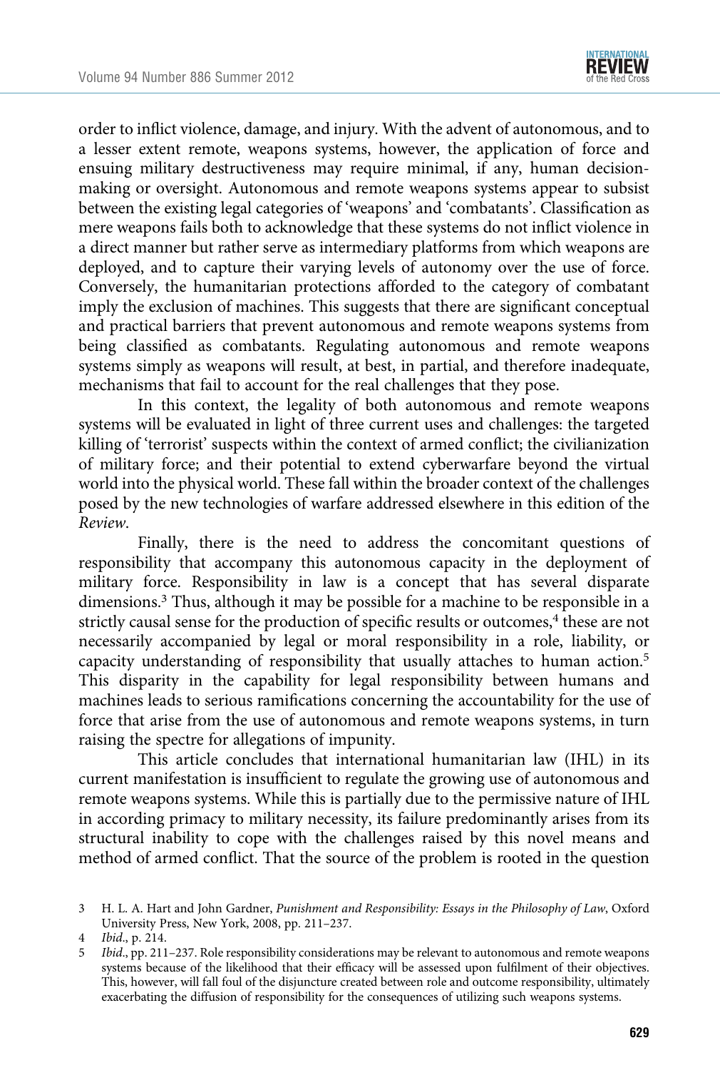order to inflict violence, damage, and injury. With the advent of autonomous, and to a lesser extent remote, weapons systems, however, the application of force and ensuing military destructiveness may require minimal, if any, human decision-making or oversight. Autonomous and remote weapons systems appear to subsist between the existing legal categories of 'weapons' and 'combatants'. Classification as mere weapons fails both to acknowledge that these systems do not inflict violence in a direct manner but rather serve as intermediary platforms from which weapons are deployed, and to capture their varying levels of autonomy over the use of force. Conversely, the humanitarian protections afforded to the category of combatant imply the exclusion of machines. This suggests that there are significant conceptual and practical barriers that prevent autonomous and remote weapons systems from being classified as combatants. Regulating autonomous and remote weapons systems simply as weapons will result, at best, in partial, and therefore inadequate, mechanisms that fail to account for the real challenges that they pose.

In this context, the legality of both autonomous and remote weapons systems will be evaluated in light of three current uses and challenges: the targeted killing of 'terrorist' suspects within the context of armed conflict; the civilianization of military force; and their potential to extend cyberwarfare beyond the virtual world into the physical world. These fall within the broader context of the challenges posed by the new technologies of warfare addressed elsewhere in this edition of the *Review*.

Finally, there is the need to address the concomitant questions of responsibility that accompany this autonomous capacity in the deployment of military force. Responsibility in law is a concept that has several disparate dimensions.[3] Thus, although it may be possible for a machine to be responsible in a strictly causal sense for the production of specific results or outcomes,[4] these are not necessarily accompanied by legal or moral responsibility in a role, liability, or capacity understanding of responsibility that usually attaches to human action.[5] This disparity in the capability for legal responsibility between humans and machines leads to serious ramifications concerning the accountability for the use of force that arise from the use of autonomous and remote weapons systems, in turn raising the spectre for allegations of impunity.

This article concludes that international humanitarian law (IHL) in its current manifestation is insufficient to regulate the growing use of autonomous and remote weapons systems. While this is partially due to the permissive nature of IHL in according primacy to military necessity, its failure predominantly arises from its structural inability to cope with the challenges raised by this novel means and method of armed conflict. That the source of the problem is rooted in the question

3 H. L. A. Hart and John Gardner, *Punishment and Responsibility: Essays in the Philosophy of Law*, Oxford University Press, New York, 2008, pp. 211–237.

4 *Ibid*., p. 214.

5 *Ibid*., pp. 211–237. Role responsibility considerations may be relevant to autonomous and remote weapons systems because of the likelihood that their efficacy will be assessed upon fulfilment of their objectives. This, however, will fall foul of the disjuncture created between role and outcome responsibility, ultimately exacerbating the diffusion of responsibility for the consequences of utilizing such weapons systems.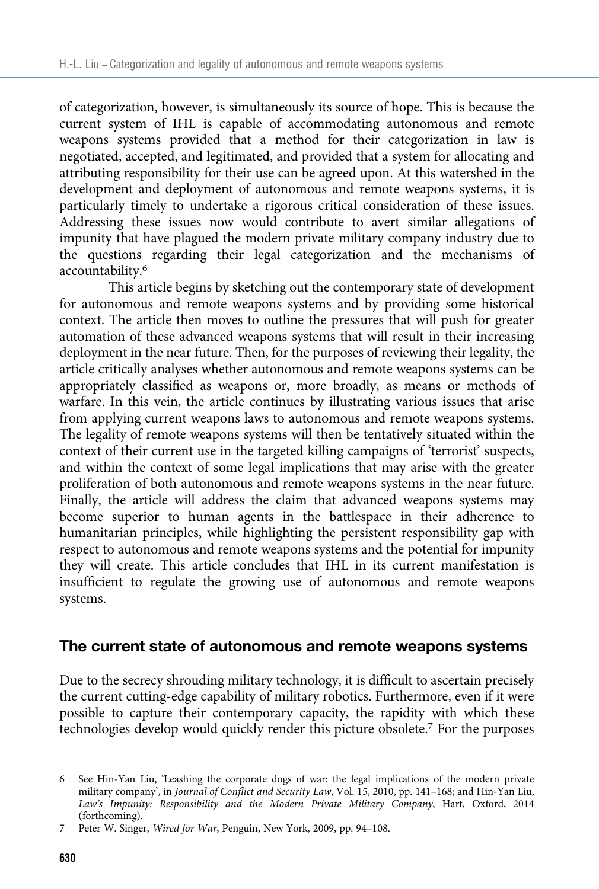of categorization, however, is simultaneously its source of hope. This is because the current system of IHL is capable of accommodating autonomous and remote weapons systems provided that a method for their categorization in law is negotiated, accepted, and legitimated, and provided that a system for allocating and attributing responsibility for their use can be agreed upon. At this watershed in the development and deployment of autonomous and remote weapons systems, it is particularly timely to undertake a rigorous critical consideration of these issues. Addressing these issues now would contribute to avert similar allegations of impunity that have plagued the modern private military company industry due to the questions regarding their legal categorization and the mechanisms of accountability.[6]

This article begins by sketching out the contemporary state of development for autonomous and remote weapons systems and by providing some historical context. The article then moves to outline the pressures that will push for greater automation of these advanced weapons systems that will result in their increasing deployment in the near future. Then, for the purposes of reviewing their legality, the article critically analyses whether autonomous and remote weapons systems can be appropriately classified as weapons or, more broadly, as means or methods of warfare. In this vein, the article continues by illustrating various issues that arise from applying current weapons laws to autonomous and remote weapons systems. The legality of remote weapons systems will then be tentatively situated within the context of their current use in the targeted killing campaigns of 'terrorist' suspects, and within the context of some legal implications that may arise with the greater proliferation of both autonomous and remote weapons systems in the near future. Finally, the article will address the claim that advanced weapons systems may become superior to human agents in the battlespace in their adherence to humanitarian principles, while highlighting the persistent responsibility gap with respect to autonomous and remote weapons systems and the potential for impunity they will create. This article concludes that IHL in its current manifestation is insufficient to regulate the growing use of autonomous and remote weapons systems.

## The current state of autonomous and remote weapons systems

Due to the secrecy shrouding military technology, it is difficult to ascertain precisely the current cutting-edge capability of military robotics. Furthermore, even if it were possible to capture their contemporary capacity, the rapidity with which these technologies develop would quickly render this picture obsolete.[7] For the purposes

6 See Hin-Yan Liu, 'Leashing the corporate dogs of war: the legal implications of the modern private military company', in *Journal of Conflict and Security Law*, Vol. 15, 2010, pp. 141–168; and Hin-Yan Liu, *Law's Impunity: Responsibility and the Modern Private Military Company*, Hart, Oxford, 2014 (forthcoming).

7 Peter W. Singer, *Wired for War*, Penguin, New York, 2009, pp. 94–108.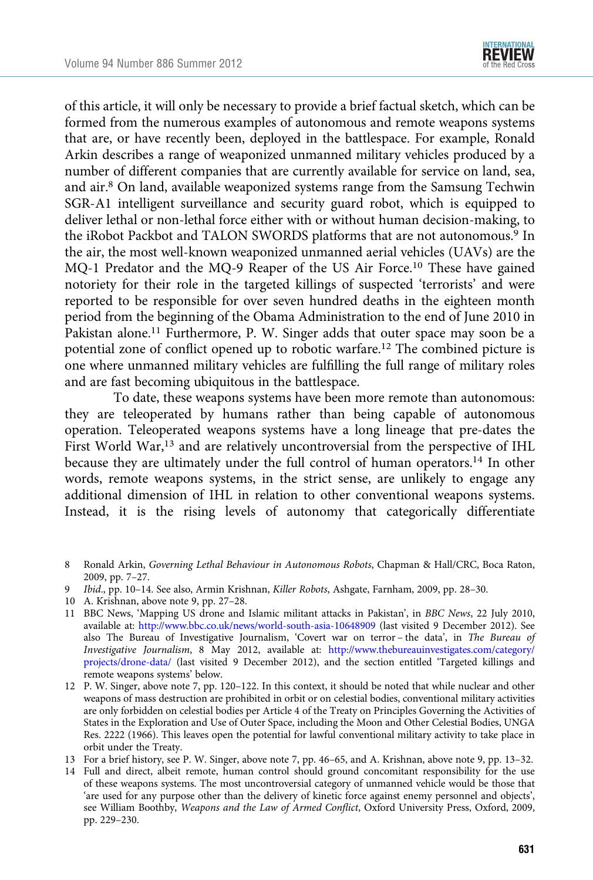of this article, it will only be necessary to provide a brief factual sketch, which can be formed from the numerous examples of autonomous and remote weapons systems that are, or have recently been, deployed in the battlespace. For example, Ronald Arkin describes a range of weaponized unmanned military vehicles produced by a number of different companies that are currently available for service on land, sea, and air.[8] On land, available weaponized systems range from the Samsung Techwin SGR-A1 intelligent surveillance and security guard robot, which is equipped to deliver lethal or non-lethal force either with or without human decision-making, to the iRobot Packbot and TALON SWORDS platforms that are not autonomous.[9] In the air, the most well-known weaponized unmanned aerial vehicles (UAVs) are the MQ-1 Predator and the MQ-9 Reaper of the US Air Force.[10] These have gained notoriety for their role in the targeted killings of suspected 'terrorists' and were reported to be responsible for over seven hundred deaths in the eighteen month period from the beginning of the Obama Administration to the end of June 2010 in Pakistan alone.[11] Furthermore, P. W. Singer adds that outer space may soon be a potential zone of conflict opened up to robotic warfare.[12] The combined picture is one where unmanned military vehicles are fulfilling the full range of military roles and are fast becoming ubiquitous in the battlespace.

To date, these weapons systems have been more remote than autonomous: they are teleoperated by humans rather than being capable of autonomous operation. Teleoperated weapons systems have a long lineage that pre-dates the First World War,[13] and are relatively uncontroversial from the perspective of IHL because they are ultimately under the full control of human operators.[14] In other words, remote weapons systems, in the strict sense, are unlikely to engage any additional dimension of IHL in relation to other conventional weapons systems. Instead, it is the rising levels of autonomy that categorically differentiate

8 Ronald Arkin, *Governing Lethal Behaviour in Autonomous Robots*, Chapman & Hall/CRC, Boca Raton, 2009, pp. 7–27.

9 *Ibid.*, pp. 10–14. See also, Armin Krishnan, *Killer Robots*, Ashgate, Farnham, 2009, pp. 28–30.

10 A. Krishnan, above note 9, pp. 27–28.

11 BBC News, 'Mapping US drone and Islamic militant attacks in Pakistan', in *BBC News*, 22 July 2010, available at: http://www.bbc.co.uk/news/world-south-asia-10648909 (last visited 9 December 2012). See also The Bureau of Investigative Journalism, 'Covert war on terror – the data', in *The Bureau of Investigative Journalism*, 8 May 2012, available at: http://www.thebureauinvestigates.com/category/projects/drone-data/ (last visited 9 December 2012), and the section entitled 'Targeted killings and remote weapons systems' below.

12 P. W. Singer, above note 7, pp. 120–122. In this context, it should be noted that while nuclear and other weapons of mass destruction are prohibited in orbit or on celestial bodies, conventional military activities are only forbidden on celestial bodies per Article 4 of the Treaty on Principles Governing the Activities of States in the Exploration and Use of Outer Space, including the Moon and Other Celestial Bodies, UNGA Res. 2222 (1966). This leaves open the potential for lawful conventional military activity to take place in orbit under the Treaty.

13 For a brief history, see P. W. Singer, above note 7, pp. 46–65, and A. Krishnan, above note 9, pp. 13–32.

14 Full and direct, albeit remote, human control should ground concomitant responsibility for the use of these weapons systems. The most uncontroversial category of unmanned vehicle would be those that 'are used for any purpose other than the delivery of kinetic force against enemy personnel and objects', see William Boothby, *Weapons and the Law of Armed Conflict*, Oxford University Press, Oxford, 2009, pp. 229–230.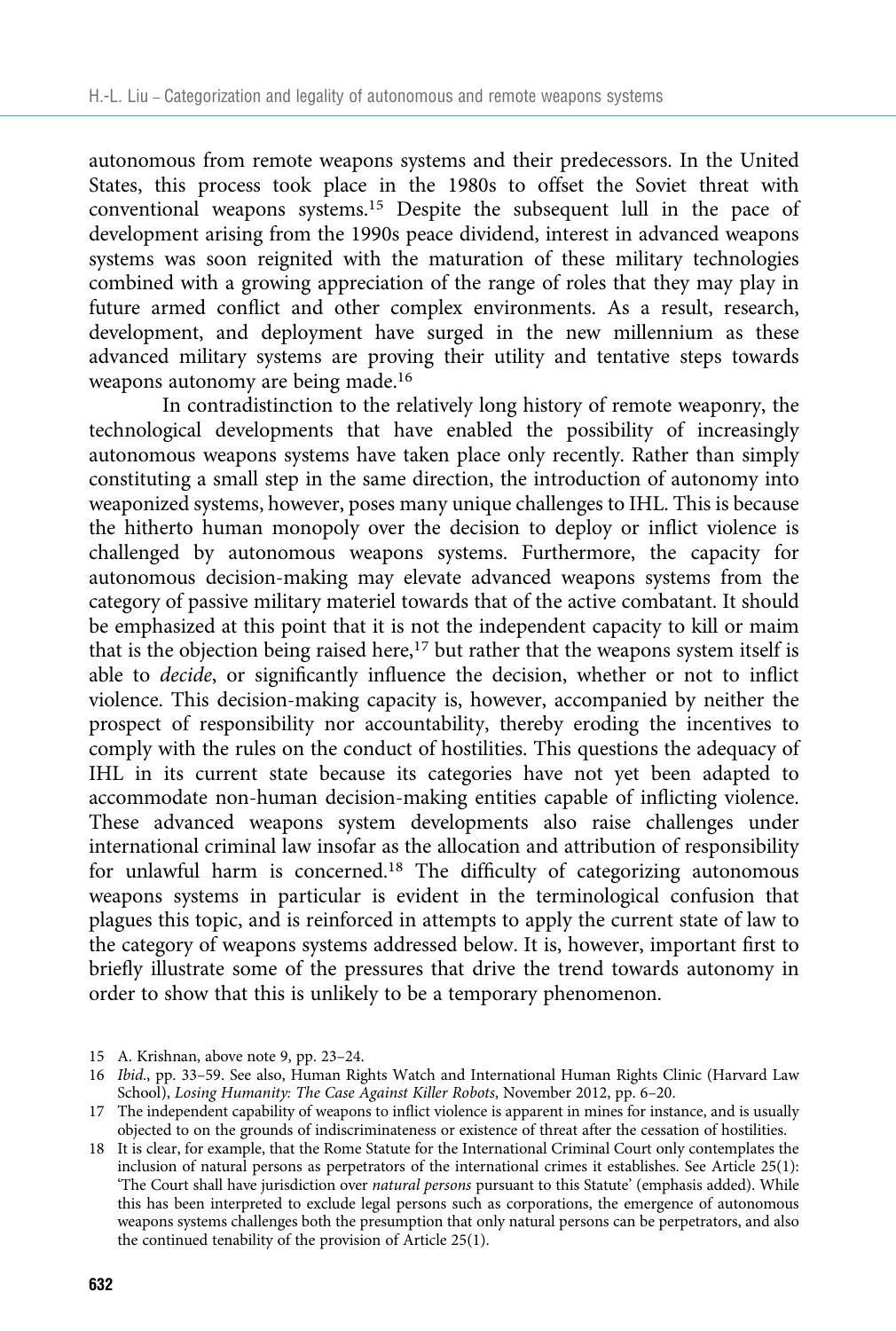autonomous from remote weapons systems and their predecessors. In the United States, this process took place in the 1980s to offset the Soviet threat with conventional weapons systems.[15] Despite the subsequent lull in the pace of development arising from the 1990s peace dividend, interest in advanced weapons systems was soon reignited with the maturation of these military technologies combined with a growing appreciation of the range of roles that they may play in future armed conflict and other complex environments. As a result, research, development, and deployment have surged in the new millennium as these advanced military systems are proving their utility and tentative steps towards weapons autonomy are being made.[16]

In contradistinction to the relatively long history of remote weaponry, the technological developments that have enabled the possibility of increasingly autonomous weapons systems have taken place only recently. Rather than simply constituting a small step in the same direction, the introduction of autonomy into weaponized systems, however, poses many unique challenges to IHL. This is because the hitherto human monopoly over the decision to deploy or inflict violence is challenged by autonomous weapons systems. Furthermore, the capacity for autonomous decision-making may elevate advanced weapons systems from the category of passive military materiel towards that of the active combatant. It should be emphasized at this point that it is not the independent capacity to kill or maim that is the objection being raised here,[17] but rather that the weapons system itself is able to *decide*, or significantly influence the decision, whether or not to inflict violence. This decision-making capacity is, however, accompanied by neither the prospect of responsibility nor accountability, thereby eroding the incentives to comply with the rules on the conduct of hostilities. This questions the adequacy of IHL in its current state because its categories have not yet been adapted to accommodate non-human decision-making entities capable of inflicting violence. These advanced weapons system developments also raise challenges under international criminal law insofar as the allocation and attribution of responsibility for unlawful harm is concerned.[18] The difficulty of categorizing autonomous weapons systems in particular is evident in the terminological confusion that plagues this topic, and is reinforced in attempts to apply the current state of law to the category of weapons systems addressed below. It is, however, important first to briefly illustrate some of the pressures that drive the trend towards autonomy in order to show that this is unlikely to be a temporary phenomenon.

15 A. Krishnan, above note 9, pp. 23–24.

16 *Ibid*., pp. 33–59. See also, Human Rights Watch and International Human Rights Clinic (Harvard Law School), *Losing Humanity: The Case Against Killer Robots*, November 2012, pp. 6–20.

17 The independent capability of weapons to inflict violence is apparent in mines for instance, and is usually objected to on the grounds of indiscriminateness or existence of threat after the cessation of hostilities.

18 It is clear, for example, that the Rome Statute for the International Criminal Court only contemplates the inclusion of natural persons as perpetrators of the international crimes it establishes. See Article 25(1): 'The Court shall have jurisdiction over *natural persons* pursuant to this Statute' (emphasis added). While this has been interpreted to exclude legal persons such as corporations, the emergence of autonomous weapons systems challenges both the presumption that only natural persons can be perpetrators, and also the continued tenability of the provision of Article 25(1).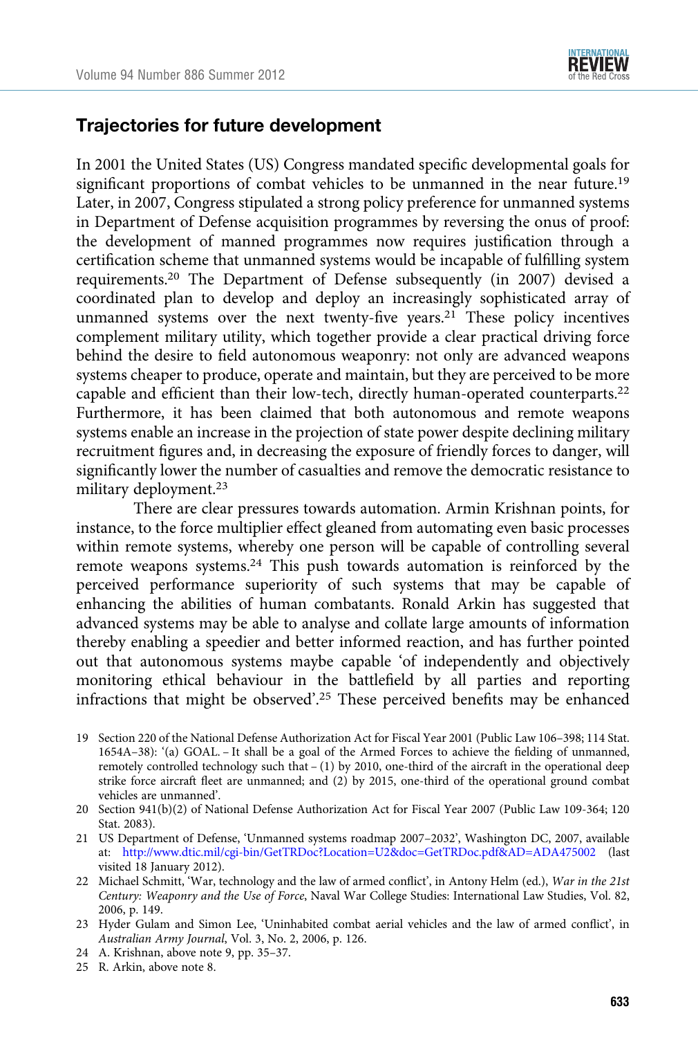## Trajectories for future development

In 2001 the United States (US) Congress mandated specific developmental goals for significant proportions of combat vehicles to be unmanned in the near future.[19] Later, in 2007, Congress stipulated a strong policy preference for unmanned systems in Department of Defense acquisition programmes by reversing the onus of proof: the development of manned programmes now requires justification through a certification scheme that unmanned systems would be incapable of fulfilling system requirements.[20] The Department of Defense subsequently (in 2007) devised a coordinated plan to develop and deploy an increasingly sophisticated array of unmanned systems over the next twenty-five years.[21] These policy incentives complement military utility, which together provide a clear practical driving force behind the desire to field autonomous weaponry: not only are advanced weapons systems cheaper to produce, operate and maintain, but they are perceived to be more capable and efficient than their low-tech, directly human-operated counterparts.[22] Furthermore, it has been claimed that both autonomous and remote weapons systems enable an increase in the projection of state power despite declining military recruitment figures and, in decreasing the exposure of friendly forces to danger, will significantly lower the number of casualties and remove the democratic resistance to military deployment.[23]

There are clear pressures towards automation. Armin Krishnan points, for instance, to the force multiplier effect gleaned from automating even basic processes within remote systems, whereby one person will be capable of controlling several remote weapons systems.[24] This push towards automation is reinforced by the perceived performance superiority of such systems that may be capable of enhancing the abilities of human combatants. Ronald Arkin has suggested that advanced systems may be able to analyse and collate large amounts of information thereby enabling a speedier and better informed reaction, and has further pointed out that autonomous systems maybe capable 'of independently and objectively monitoring ethical behaviour in the battlefield by all parties and reporting infractions that might be observed'.[25] These perceived benefits may be enhanced

19 Section 220 of the National Defense Authorization Act for Fiscal Year 2001 (Public Law 106–398; 114 Stat. 1654A–38): '(a) GOAL. – It shall be a goal of the Armed Forces to achieve the fielding of unmanned, remotely controlled technology such that – (1) by 2010, one-third of the aircraft in the operational deep strike force aircraft fleet are unmanned; and (2) by 2015, one-third of the operational ground combat vehicles are unmanned'.

20 Section 941(b)(2) of National Defense Authorization Act for Fiscal Year 2007 (Public Law 109-364; 120 Stat. 2083).

21 US Department of Defense, 'Unmanned systems roadmap 2007–2032', Washington DC, 2007, available at: http://www.dtic.mil/cgi-bin/GetTRDoc?Location=U2&doc=GetTRDoc.pdf&AD=ADA475002 (last visited 18 January 2012).

22 Michael Schmitt, 'War, technology and the law of armed conflict', in Antony Helm (ed.), *War in the 21st Century: Weaponry and the Use of Force*, Naval War College Studies: International Law Studies, Vol. 82, 2006, p. 149.

23 Hyder Gulam and Simon Lee, 'Uninhabited combat aerial vehicles and the law of armed conflict', in *Australian Army Journal*, Vol. 3, No. 2, 2006, p. 126.

24 A. Krishnan, above note 9, pp. 35–37.

25 R. Arkin, above note 8.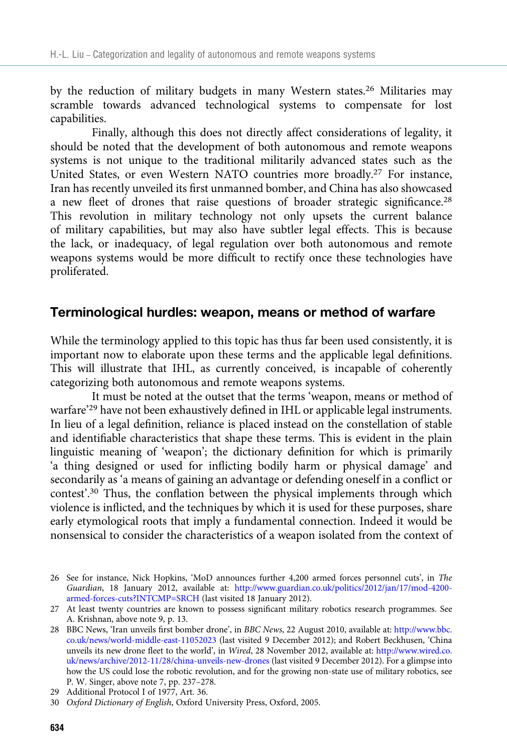by the reduction of military budgets in many Western states.[26] Militaries may scramble towards advanced technological systems to compensate for lost capabilities.

Finally, although this does not directly affect considerations of legality, it should be noted that the development of both autonomous and remote weapons systems is not unique to the traditional militarily advanced states such as the United States, or even Western NATO countries more broadly.[27] For instance, Iran has recently unveiled its first unmanned bomber, and China has also showcased a new fleet of drones that raise questions of broader strategic significance.[28] This revolution in military technology not only upsets the current balance of military capabilities, but may also have subtler legal effects. This is because the lack, or inadequacy, of legal regulation over both autonomous and remote weapons systems would be more difficult to rectify once these technologies have proliferated.

## Terminological hurdles: weapon, means or method of warfare

While the terminology applied to this topic has thus far been used consistently, it is important now to elaborate upon these terms and the applicable legal definitions. This will illustrate that IHL, as currently conceived, is incapable of coherently categorizing both autonomous and remote weapons systems.

It must be noted at the outset that the terms 'weapon, means or method of warfare'[29] have not been exhaustively defined in IHL or applicable legal instruments. In lieu of a legal definition, reliance is placed instead on the constellation of stable and identifiable characteristics that shape these terms. This is evident in the plain linguistic meaning of 'weapon'; the dictionary definition for which is primarily 'a thing designed or used for inflicting bodily harm or physical damage' and secondarily as 'a means of gaining an advantage or defending oneself in a conflict or contest'.[30] Thus, the conflation between the physical implements through which violence is inflicted, and the techniques by which it is used for these purposes, share early etymological roots that imply a fundamental connection. Indeed it would be nonsensical to consider the characteristics of a weapon isolated from the context of

---

26 See for instance, Nick Hopkins, 'MoD announces further 4,200 armed forces personnel cuts', in *The Guardian*, 18 January 2012, available at: http://www.guardian.co.uk/politics/2012/jan/17/mod-4200-armed-forces-cuts?INTCMP=SRCH (last visited 18 January 2012).

27 At least twenty countries are known to possess significant military robotics research programmes. See A. Krishnan, above note 9, p. 13.

28 BBC News, 'Iran unveils first bomber drone', in *BBC News*, 22 August 2010, available at: http://www.bbc.co.uk/news/world-middle-east-11052023 (last visited 9 December 2012); and Robert Beckhusen, 'China unveils its new drone fleet to the world', in *Wired*, 28 November 2012, available at: http://www.wired.co.uk/news/archive/2012-11/28/china-unveils-new-drones (last visited 9 December 2012). For a glimpse into how the US could lose the robotic revolution, and for the growing non-state use of military robotics, see P. W. Singer, above note 7, pp. 237–278.

29 Additional Protocol I of 1977, Art. 36.

30 *Oxford Dictionary of English*, Oxford University Press, Oxford, 2005.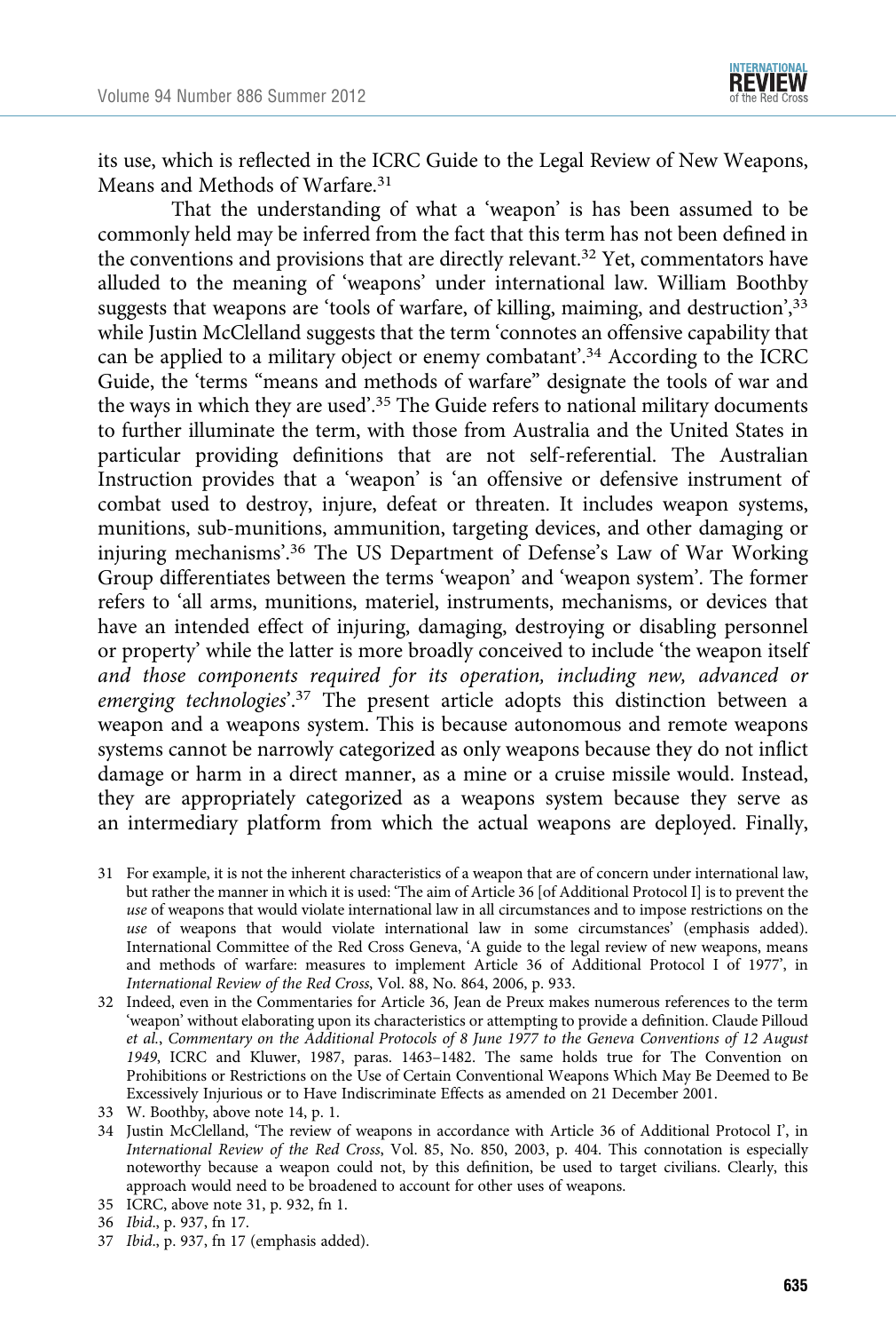its use, which is reflected in the ICRC Guide to the Legal Review of New Weapons, Means and Methods of Warfare.[31]

That the understanding of what a 'weapon' is has been assumed to be commonly held may be inferred from the fact that this term has not been defined in the conventions and provisions that are directly relevant.[32] Yet, commentators have alluded to the meaning of 'weapons' under international law. William Boothby suggests that weapons are 'tools of warfare, of killing, maiming, and destruction',[33] while Justin McClelland suggests that the term 'connotes an offensive capability that can be applied to a military object or enemy combatant'.[34] According to the ICRC Guide, the 'terms "means and methods of warfare" designate the tools of war and the ways in which they are used'.[35] The Guide refers to national military documents to further illuminate the term, with those from Australia and the United States in particular providing definitions that are not self-referential. The Australian Instruction provides that a 'weapon' is 'an offensive or defensive instrument of combat used to destroy, injure, defeat or threaten. It includes weapon systems, munitions, sub-munitions, ammunition, targeting devices, and other damaging or injuring mechanisms'.[36] The US Department of Defense's Law of War Working Group differentiates between the terms 'weapon' and 'weapon system'. The former refers to 'all arms, munitions, materiel, instruments, mechanisms, or devices that have an intended effect of injuring, damaging, destroying or disabling personnel or property' while the latter is more broadly conceived to include 'the weapon itself *and those components required for its operation, including new, advanced or emerging technologies*'.[37] The present article adopts this distinction between a weapon and a weapons system. This is because autonomous and remote weapons systems cannot be narrowly categorized as only weapons because they do not inflict damage or harm in a direct manner, as a mine or a cruise missile would. Instead, they are appropriately categorized as a weapons system because they serve as an intermediary platform from which the actual weapons are deployed. Finally,

31 For example, it is not the inherent characteristics of a weapon that are of concern under international law, but rather the manner in which it is used: 'The aim of Article 36 [of Additional Protocol I] is to prevent the *use* of weapons that would violate international law in all circumstances and to impose restrictions on the *use* of weapons that would violate international law in some circumstances' (emphasis added). International Committee of the Red Cross Geneva, 'A guide to the legal review of new weapons, means and methods of warfare: measures to implement Article 36 of Additional Protocol I of 1977', in *International Review of the Red Cross*, Vol. 88, No. 864, 2006, p. 933.

32 Indeed, even in the Commentaries for Article 36, Jean de Preux makes numerous references to the term 'weapon' without elaborating upon its characteristics or attempting to provide a definition. Claude Pilloud *et al.*, *Commentary on the Additional Protocols of 8 June 1977 to the Geneva Conventions of 12 August 1949*, ICRC and Kluwer, 1987, paras. 1463–1482. The same holds true for The Convention on Prohibitions or Restrictions on the Use of Certain Conventional Weapons Which May Be Deemed to Be Excessively Injurious or to Have Indiscriminate Effects as amended on 21 December 2001.

33 W. Boothby, above note 14, p. 1.

34 Justin McClelland, 'The review of weapons in accordance with Article 36 of Additional Protocol I', in *International Review of the Red Cross*, Vol. 85, No. 850, 2003, p. 404. This connotation is especially noteworthy because a weapon could not, by this definition, be used to target civilians. Clearly, this approach would need to be broadened to account for other uses of weapons.

35 ICRC, above note 31, p. 932, fn 1.

36 *Ibid*., p. 937, fn 17.

37 *Ibid*., p. 937, fn 17 (emphasis added).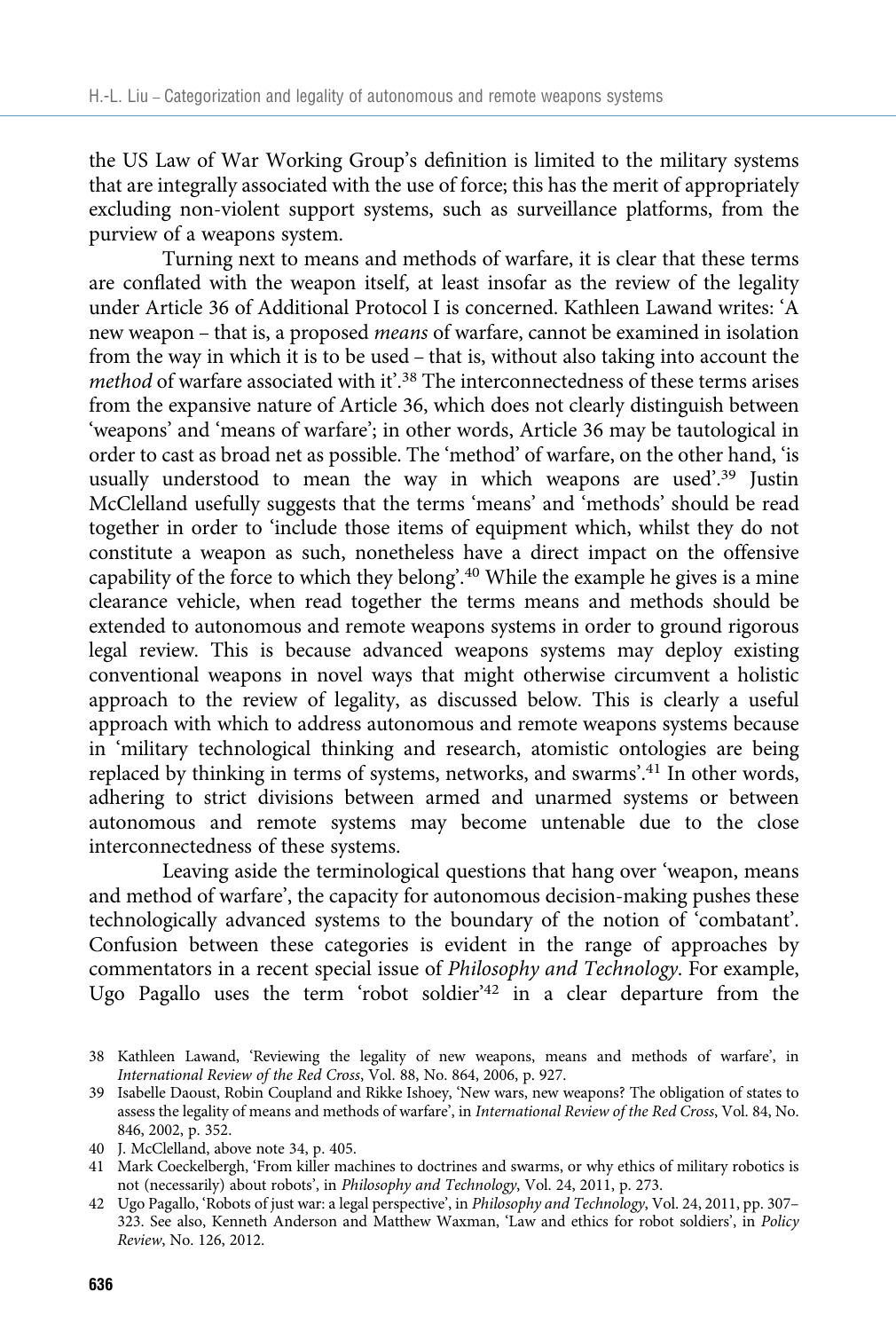the US Law of War Working Group's definition is limited to the military systems that are integrally associated with the use of force; this has the merit of appropriately excluding non-violent support systems, such as surveillance platforms, from the purview of a weapons system.

Turning next to means and methods of warfare, it is clear that these terms are conflated with the weapon itself, at least insofar as the review of the legality under Article 36 of Additional Protocol I is concerned. Kathleen Lawand writes: 'A new weapon – that is, a proposed *means* of warfare, cannot be examined in isolation from the way in which it is to be used – that is, without also taking into account the *method* of warfare associated with it'.[38] The interconnectedness of these terms arises from the expansive nature of Article 36, which does not clearly distinguish between 'weapons' and 'means of warfare'; in other words, Article 36 may be tautological in order to cast as broad net as possible. The 'method' of warfare, on the other hand, 'is usually understood to mean the way in which weapons are used'.[39] Justin McClelland usefully suggests that the terms 'means' and 'methods' should be read together in order to 'include those items of equipment which, whilst they do not constitute a weapon as such, nonetheless have a direct impact on the offensive capability of the force to which they belong'.[40] While the example he gives is a mine clearance vehicle, when read together the terms means and methods should be extended to autonomous and remote weapons systems in order to ground rigorous legal review. This is because advanced weapons systems may deploy existing conventional weapons in novel ways that might otherwise circumvent a holistic approach to the review of legality, as discussed below. This is clearly a useful approach with which to address autonomous and remote weapons systems because in 'military technological thinking and research, atomistic ontologies are being replaced by thinking in terms of systems, networks, and swarms'.[41] In other words, adhering to strict divisions between armed and unarmed systems or between autonomous and remote systems may become untenable due to the close interconnectedness of these systems.

Leaving aside the terminological questions that hang over 'weapon, means and method of warfare', the capacity for autonomous decision-making pushes these technologically advanced systems to the boundary of the notion of 'combatant'. Confusion between these categories is evident in the range of approaches by commentators in a recent special issue of *Philosophy and Technology*. For example, Ugo Pagallo uses the term 'robot soldier'[42] in a clear departure from the

38 Kathleen Lawand, 'Reviewing the legality of new weapons, means and methods of warfare', in *International Review of the Red Cross*, Vol. 88, No. 864, 2006, p. 927.

39 Isabelle Daoust, Robin Coupland and Rikke Ishoey, 'New wars, new weapons? The obligation of states to assess the legality of means and methods of warfare', in *International Review of the Red Cross*, Vol. 84, No. 846, 2002, p. 352.

40 J. McClelland, above note 34, p. 405.

41 Mark Coeckelbergh, 'From killer machines to doctrines and swarms, or why ethics of military robotics is not (necessarily) about robots', in *Philosophy and Technology*, Vol. 24, 2011, p. 273.

42 Ugo Pagallo, 'Robots of just war: a legal perspective', in *Philosophy and Technology*, Vol. 24, 2011, pp. 307–323. See also, Kenneth Anderson and Matthew Waxman, 'Law and ethics for robot soldiers', in *Policy Review*, No. 126, 2012.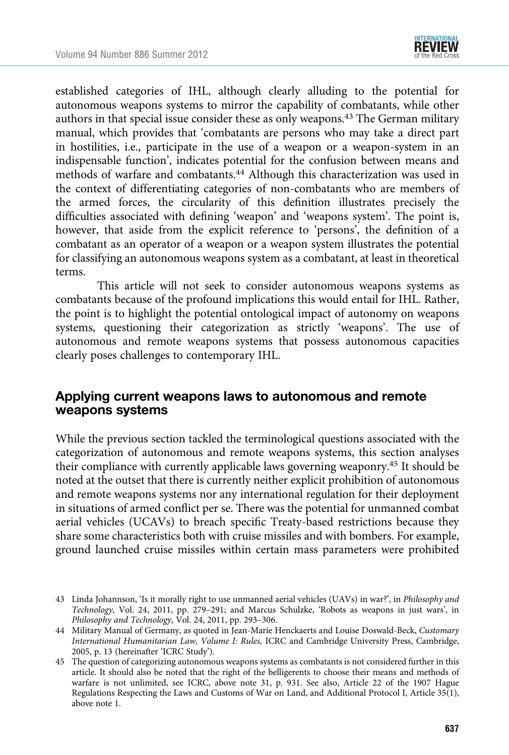established categories of IHL, although clearly alluding to the potential for autonomous weapons systems to mirror the capability of combatants, while other authors in that special issue consider these as only weapons.[43] The German military manual, which provides that 'combatants are persons who may take a direct part in hostilities, i.e., participate in the use of a weapon or a weapon-system in an indispensable function', indicates potential for the confusion between means and methods of warfare and combatants.[44] Although this characterization was used in the context of differentiating categories of non-combatants who are members of the armed forces, the circularity of this definition illustrates precisely the difficulties associated with defining 'weapon' and 'weapons system'. The point is, however, that aside from the explicit reference to 'persons', the definition of a combatant as an operator of a weapon or a weapon system illustrates the potential for classifying an autonomous weapons system as a combatant, at least in theoretical terms.

This article will not seek to consider autonomous weapons systems as combatants because of the profound implications this would entail for IHL. Rather, the point is to highlight the potential ontological impact of autonomy on weapons systems, questioning their categorization as strictly 'weapons'. The use of autonomous and remote weapons systems that possess autonomous capacities clearly poses challenges to contemporary IHL.

## Applying current weapons laws to autonomous and remote weapons systems

While the previous section tackled the terminological questions associated with the categorization of autonomous and remote weapons systems, this section analyses their compliance with currently applicable laws governing weaponry.[45] It should be noted at the outset that there is currently neither explicit prohibition of autonomous and remote weapons systems nor any international regulation for their deployment in situations of armed conflict per se. There was the potential for unmanned combat aerial vehicles (UCAVs) to breach specific Treaty-based restrictions because they share some characteristics both with cruise missiles and with bombers. For example, ground launched cruise missiles within certain mass parameters were prohibited

---

43 Linda Johansson, 'Is it morally right to use unmanned aerial vehicles (UAVs) in war?', in *Philosophy and Technology*, Vol. 24, 2011, pp. 279–291; and Marcus Schulzke, 'Robots as weapons in just wars', in *Philosophy and Technology*, Vol. 24, 2011, pp. 293–306.

44 Military Manual of Germany, as quoted in Jean-Marie Henckaerts and Louise Doswald-Beck, *Customary International Humanitarian Law, Volume I: Rules*, ICRC and Cambridge University Press, Cambridge, 2005, p. 13 (hereinafter 'ICRC Study').

45 The question of categorizing autonomous weapons systems as combatants is not considered further in this article. It should also be noted that the right of the belligerents to choose their means and methods of warfare is not unlimited, see ICRC, above note 31, p. 931. See also, Article 22 of the 1907 Hague Regulations Respecting the Laws and Customs of War on Land, and Additional Protocol I, Article 35(1), above note 1.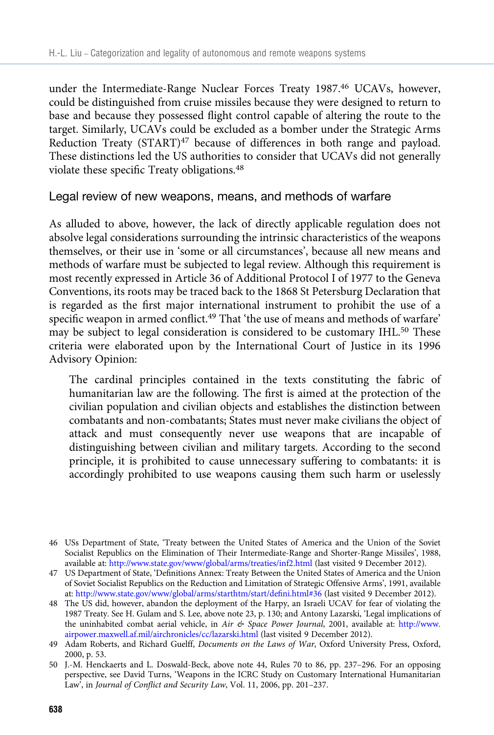under the Intermediate-Range Nuclear Forces Treaty 1987.[46] UCAVs, however, could be distinguished from cruise missiles because they were designed to return to base and because they possessed flight control capable of altering the route to the target. Similarly, UCAVs could be excluded as a bomber under the Strategic Arms Reduction Treaty (START)[47] because of differences in both range and payload. These distinctions led the US authorities to consider that UCAVs did not generally violate these specific Treaty obligations.[48]

## Legal review of new weapons, means, and methods of warfare

As alluded to above, however, the lack of directly applicable regulation does not absolve legal considerations surrounding the intrinsic characteristics of the weapons themselves, or their use in 'some or all circumstances', because all new means and methods of warfare must be subjected to legal review. Although this requirement is most recently expressed in Article 36 of Additional Protocol I of 1977 to the Geneva Conventions, its roots may be traced back to the 1868 St Petersburg Declaration that is regarded as the first major international instrument to prohibit the use of a specific weapon in armed conflict.[49] That 'the use of means and methods of warfare' may be subject to legal consideration is considered to be customary IHL.[50] These criteria were elaborated upon by the International Court of Justice in its 1996 Advisory Opinion:

> The cardinal principles contained in the texts constituting the fabric of humanitarian law are the following. The first is aimed at the protection of the civilian population and civilian objects and establishes the distinction between combatants and non-combatants; States must never make civilians the object of attack and must consequently never use weapons that are incapable of distinguishing between civilian and military targets. According to the second principle, it is prohibited to cause unnecessary suffering to combatants: it is accordingly prohibited to use weapons causing them such harm or uselessly

46 USs Department of State, 'Treaty between the United States of America and the Union of the Soviet Socialist Republics on the Elimination of Their Intermediate-Range and Shorter-Range Missiles', 1988, available at: http://www.state.gov/www/global/arms/treaties/inf2.html (last visited 9 December 2012).

47 US Department of State, 'Definitions Annex: Treaty Between the United States of America and the Union of Soviet Socialist Republics on the Reduction and Limitation of Strategic Offensive Arms', 1991, available at: http://www.state.gov/www/global/arms/starthtm/start/defini.html#36 (last visited 9 December 2012).

48 The US did, however, abandon the deployment of the Harpy, an Israeli UCAV for fear of violating the 1987 Treaty. See H. Gulam and S. Lee, above note 23, p. 130; and Antony Lazarski, 'Legal implications of the uninhabited combat aerial vehicle, in *Air & Space Power Journal*, 2001, available at: http://www.airpower.maxwell.af.mil/airchronicles/cc/lazarski.html (last visited 9 December 2012).

49 Adam Roberts, and Richard Guelff, *Documents on the Laws of War*, Oxford University Press, Oxford, 2000, p. 53.

50 J.-M. Henckaerts and L. Doswald-Beck, above note 44, Rules 70 to 86, pp. 237–296. For an opposing perspective, see David Turns, 'Weapons in the ICRC Study on Customary International Humanitarian Law', in *Journal of Conflict and Security Law*, Vol. 11, 2006, pp. 201–237.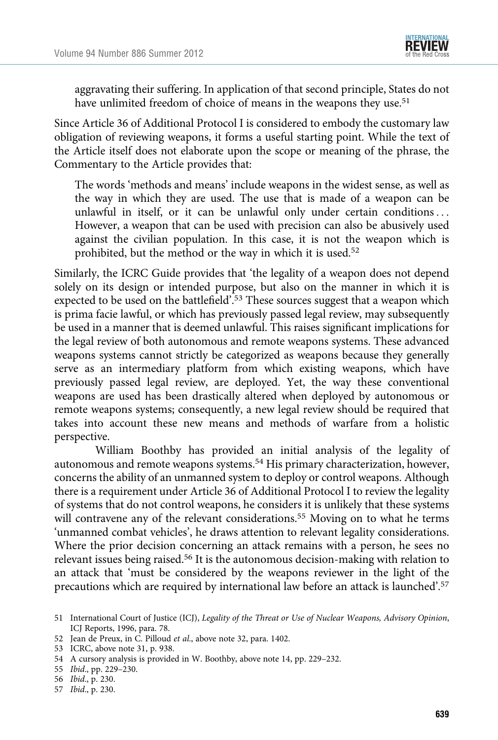aggravating their suffering. In application of that second principle, States do not have unlimited freedom of choice of means in the weapons they use.[51]

Since Article 36 of Additional Protocol I is considered to embody the customary law obligation of reviewing weapons, it forms a useful starting point. While the text of the Article itself does not elaborate upon the scope or meaning of the phrase, the Commentary to the Article provides that:

> The words 'methods and means' include weapons in the widest sense, as well as the way in which they are used. The use that is made of a weapon can be unlawful in itself, or it can be unlawful only under certain conditions . . . However, a weapon that can be used with precision can also be abusively used against the civilian population. In this case, it is not the weapon which is prohibited, but the method or the way in which it is used.[52]

Similarly, the ICRC Guide provides that 'the legality of a weapon does not depend solely on its design or intended purpose, but also on the manner in which it is expected to be used on the battlefield'.[53] These sources suggest that a weapon which is prima facie lawful, or which has previously passed legal review, may subsequently be used in a manner that is deemed unlawful. This raises significant implications for the legal review of both autonomous and remote weapons systems. These advanced weapons systems cannot strictly be categorized as weapons because they generally serve as an intermediary platform from which existing weapons, which have previously passed legal review, are deployed. Yet, the way these conventional weapons are used has been drastically altered when deployed by autonomous or remote weapons systems; consequently, a new legal review should be required that takes into account these new means and methods of warfare from a holistic perspective.

William Boothby has provided an initial analysis of the legality of autonomous and remote weapons systems.[54] His primary characterization, however, concerns the ability of an unmanned system to deploy or control weapons. Although there is a requirement under Article 36 of Additional Protocol I to review the legality of systems that do not control weapons, he considers it is unlikely that these systems will contravene any of the relevant considerations.[55] Moving on to what he terms 'unmanned combat vehicles', he draws attention to relevant legality considerations. Where the prior decision concerning an attack remains with a person, he sees no relevant issues being raised.[56] It is the autonomous decision-making with relation to an attack that 'must be considered by the weapons reviewer in the light of the precautions which are required by international law before an attack is launched'.[57]

---

51 International Court of Justice (ICJ), *Legality of the Threat or Use of Nuclear Weapons, Advisory Opinion*, ICJ Reports, 1996, para. 78.

52 Jean de Preux, in C. Pilloud *et al.*, above note 32, para. 1402.

53 ICRC, above note 31, p. 938.

54 A cursory analysis is provided in W. Boothby, above note 14, pp. 229–232.

55 *Ibid.*, pp. 229–230.

56 *Ibid.*, p. 230.

57 *Ibid.*, p. 230.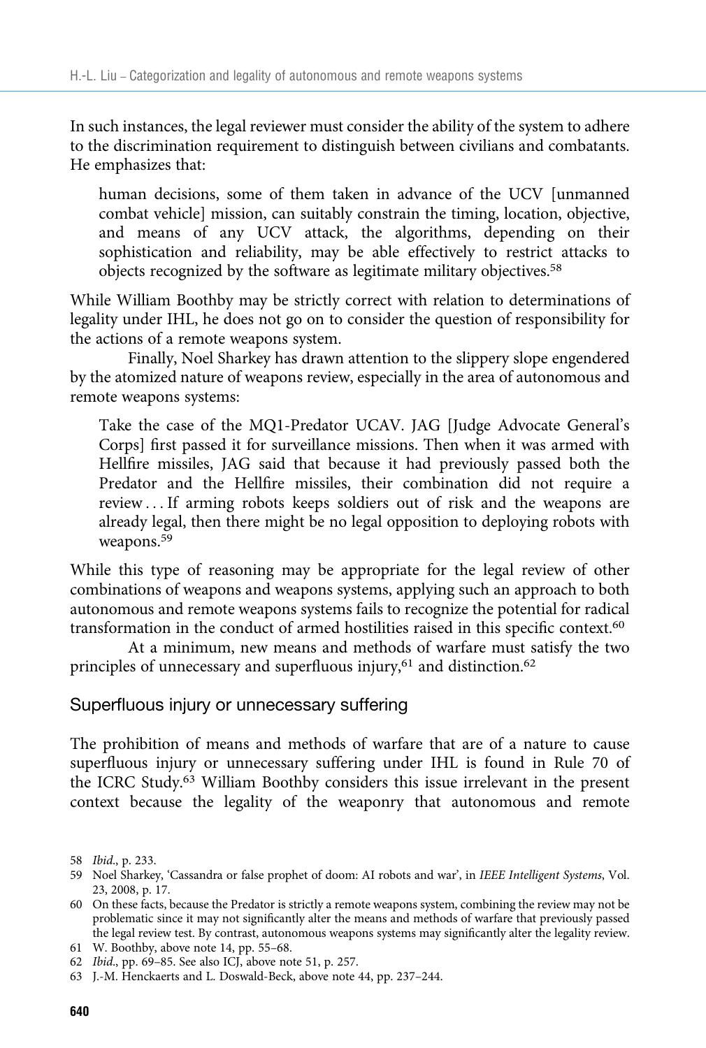In such instances, the legal reviewer must consider the ability of the system to adhere to the discrimination requirement to distinguish between civilians and combatants. He emphasizes that:

> human decisions, some of them taken in advance of the UCV [unmanned combat vehicle] mission, can suitably constrain the timing, location, objective, and means of any UCV attack, the algorithms, depending on their sophistication and reliability, may be able effectively to restrict attacks to objects recognized by the software as legitimate military objectives.[58]

While William Boothby may be strictly correct with relation to determinations of legality under IHL, he does not go on to consider the question of responsibility for the actions of a remote weapons system.

Finally, Noel Sharkey has drawn attention to the slippery slope engendered by the atomized nature of weapons review, especially in the area of autonomous and remote weapons systems:

> Take the case of the MQ1-Predator UCAV. JAG [Judge Advocate General's Corps] first passed it for surveillance missions. Then when it was armed with Hellfire missiles, JAG said that because it had previously passed both the Predator and the Hellfire missiles, their combination did not require a review . . . If arming robots keeps soldiers out of risk and the weapons are already legal, then there might be no legal opposition to deploying robots with weapons.[59]

While this type of reasoning may be appropriate for the legal review of other combinations of weapons and weapons systems, applying such an approach to both autonomous and remote weapons systems fails to recognize the potential for radical transformation in the conduct of armed hostilities raised in this specific context.[60]

At a minimum, new means and methods of warfare must satisfy the two principles of unnecessary and superfluous injury,[61] and distinction.[62]

## Superfluous injury or unnecessary suffering

The prohibition of means and methods of warfare that are of a nature to cause superfluous injury or unnecessary suffering under IHL is found in Rule 70 of the ICRC Study.[63] William Boothby considers this issue irrelevant in the present context because the legality of the weaponry that autonomous and remote

58 *Ibid*., p. 233.

59 Noel Sharkey, 'Cassandra or false prophet of doom: AI robots and war', in *IEEE Intelligent Systems*, Vol. 23, 2008, p. 17.

60 On these facts, because the Predator is strictly a remote weapons system, combining the review may not be problematic since it may not significantly alter the means and methods of warfare that previously passed the legal review test. By contrast, autonomous weapons systems may significantly alter the legality review.

61 W. Boothby, above note 14, pp. 55–68.

62 *Ibid*., pp. 69–85. See also ICJ, above note 51, p. 257.

63 J.-M. Henckaerts and L. Doswald-Beck, above note 44, pp. 237–244.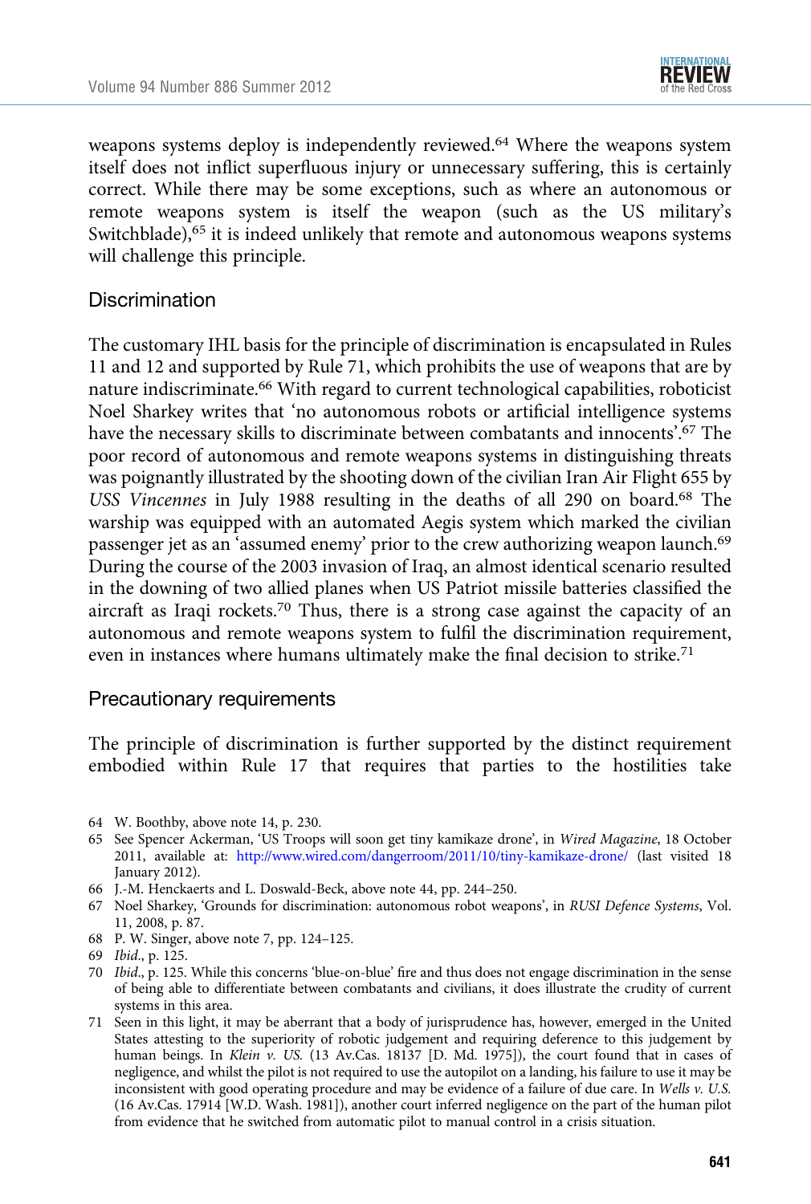weapons systems deploy is independently reviewed.[64] Where the weapons system itself does not inflict superfluous injury or unnecessary suffering, this is certainly correct. While there may be some exceptions, such as where an autonomous or remote weapons system is itself the weapon (such as the US military's Switchblade),[65] it is indeed unlikely that remote and autonomous weapons systems will challenge this principle.

### Discrimination

The customary IHL basis for the principle of discrimination is encapsulated in Rules 11 and 12 and supported by Rule 71, which prohibits the use of weapons that are by nature indiscriminate.[66] With regard to current technological capabilities, roboticist Noel Sharkey writes that 'no autonomous robots or artificial intelligence systems have the necessary skills to discriminate between combatants and innocents'.[67] The poor record of autonomous and remote weapons systems in distinguishing threats was poignantly illustrated by the shooting down of the civilian Iran Air Flight 655 by *USS Vincennes* in July 1988 resulting in the deaths of all 290 on board.[68] The warship was equipped with an automated Aegis system which marked the civilian passenger jet as an 'assumed enemy' prior to the crew authorizing weapon launch.[69] During the course of the 2003 invasion of Iraq, an almost identical scenario resulted in the downing of two allied planes when US Patriot missile batteries classified the aircraft as Iraqi rockets.[70] Thus, there is a strong case against the capacity of an autonomous and remote weapons system to fulfil the discrimination requirement, even in instances where humans ultimately make the final decision to strike.[71]

### Precautionary requirements

The principle of discrimination is further supported by the distinct requirement embodied within Rule 17 that requires that parties to the hostilities take

---

64 W. Boothby, above note 14, p. 230.

65 See Spencer Ackerman, 'US Troops will soon get tiny kamikaze drone', in *Wired Magazine*, 18 October 2011, available at: http://www.wired.com/dangerroom/2011/10/tiny-kamikaze-drone/ (last visited 18 January 2012).

66 J.-M. Henckaerts and L. Doswald-Beck, above note 44, pp. 244–250.

67 Noel Sharkey, 'Grounds for discrimination: autonomous robot weapons', in *RUSI Defence Systems*, Vol. 11, 2008, p. 87.

68 P. W. Singer, above note 7, pp. 124–125.

69 *Ibid*., p. 125.

70 *Ibid*., p. 125. While this concerns 'blue-on-blue' fire and thus does not engage discrimination in the sense of being able to differentiate between combatants and civilians, it does illustrate the crudity of current systems in this area.

71 Seen in this light, it may be aberrant that a body of jurisprudence has, however, emerged in the United States attesting to the superiority of robotic judgement and requiring deference to this judgement by human beings. In *Klein v. US.* (13 Av.Cas. 18137 [D. Md. 1975]), the court found that in cases of negligence, and whilst the pilot is not required to use the autopilot on a landing, his failure to use it may be inconsistent with good operating procedure and may be evidence of a failure of due care. In *Wells v. U.S.* (16 Av.Cas. 17914 [W.D. Wash. 1981]), another court inferred negligence on the part of the human pilot from evidence that he switched from automatic pilot to manual control in a crisis situation.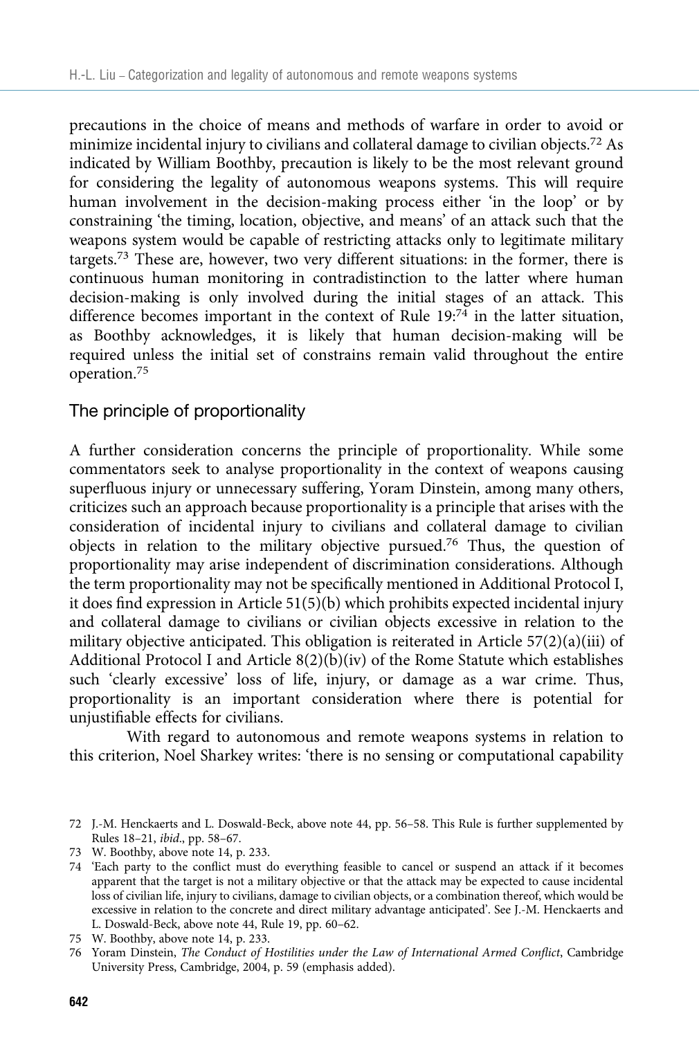precautions in the choice of means and methods of warfare in order to avoid or minimize incidental injury to civilians and collateral damage to civilian objects.[72] As indicated by William Boothby, precaution is likely to be the most relevant ground for considering the legality of autonomous weapons systems. This will require human involvement in the decision-making process either 'in the loop' or by constraining 'the timing, location, objective, and means' of an attack such that the weapons system would be capable of restricting attacks only to legitimate military targets.[73] These are, however, two very different situations: in the former, there is continuous human monitoring in contradistinction to the latter where human decision-making is only involved during the initial stages of an attack. This difference becomes important in the context of Rule 19:[74] in the latter situation, as Boothby acknowledges, it is likely that human decision-making will be required unless the initial set of constrains remain valid throughout the entire operation.[75]

## The principle of proportionality

A further consideration concerns the principle of proportionality. While some commentators seek to analyse proportionality in the context of weapons causing superfluous injury or unnecessary suffering, Yoram Dinstein, among many others, criticizes such an approach because proportionality is a principle that arises with the consideration of incidental injury to civilians and collateral damage to civilian objects in relation to the military objective pursued.[76] Thus, the question of proportionality may arise independent of discrimination considerations. Although the term proportionality may not be specifically mentioned in Additional Protocol I, it does find expression in Article 51(5)(b) which prohibits expected incidental injury and collateral damage to civilians or civilian objects excessive in relation to the military objective anticipated. This obligation is reiterated in Article 57(2)(a)(iii) of Additional Protocol I and Article 8(2)(b)(iv) of the Rome Statute which establishes such 'clearly excessive' loss of life, injury, or damage as a war crime. Thus, proportionality is an important consideration where there is potential for unjustifiable effects for civilians.

With regard to autonomous and remote weapons systems in relation to this criterion, Noel Sharkey writes: 'there is no sensing or computational capability

---

72 J.-M. Henckaerts and L. Doswald-Beck, above note 44, pp. 56–58. This Rule is further supplemented by Rules 18–21, *ibid*., pp. 58–67.

73 W. Boothby, above note 14, p. 233.

74 'Each party to the conflict must do everything feasible to cancel or suspend an attack if it becomes apparent that the target is not a military objective or that the attack may be expected to cause incidental loss of civilian life, injury to civilians, damage to civilian objects, or a combination thereof, which would be excessive in relation to the concrete and direct military advantage anticipated'. See J.-M. Henckaerts and L. Doswald-Beck, above note 44, Rule 19, pp. 60–62.

75 W. Boothby, above note 14, p. 233.

76 Yoram Dinstein, *The Conduct of Hostilities under the Law of International Armed Conflict*, Cambridge University Press, Cambridge, 2004, p. 59 (emphasis added).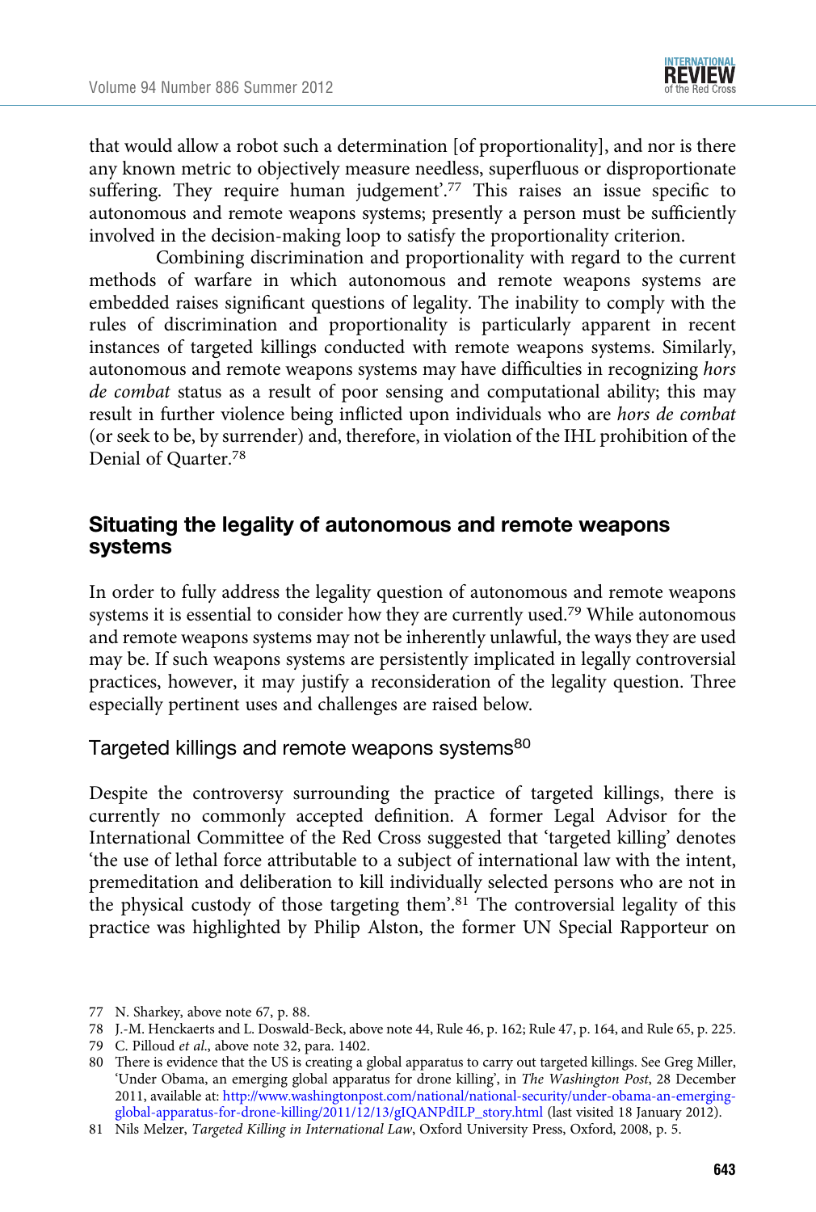that would allow a robot such a determination [of proportionality], and nor is there any known metric to objectively measure needless, superfluous or disproportionate suffering. They require human judgement'.[77] This raises an issue specific to autonomous and remote weapons systems; presently a person must be sufficiently involved in the decision-making loop to satisfy the proportionality criterion.

Combining discrimination and proportionality with regard to the current methods of warfare in which autonomous and remote weapons systems are embedded raises significant questions of legality. The inability to comply with the rules of discrimination and proportionality is particularly apparent in recent instances of targeted killings conducted with remote weapons systems. Similarly, autonomous and remote weapons systems may have difficulties in recognizing *hors de combat* status as a result of poor sensing and computational ability; this may result in further violence being inflicted upon individuals who are *hors de combat* (or seek to be, by surrender) and, therefore, in violation of the IHL prohibition of the Denial of Quarter.[78]

## Situating the legality of autonomous and remote weapons systems

In order to fully address the legality question of autonomous and remote weapons systems it is essential to consider how they are currently used.[79] While autonomous and remote weapons systems may not be inherently unlawful, the ways they are used may be. If such weapons systems are persistently implicated in legally controversial practices, however, it may justify a reconsideration of the legality question. Three especially pertinent uses and challenges are raised below.

### Targeted killings and remote weapons systems[80]

Despite the controversy surrounding the practice of targeted killings, there is currently no commonly accepted definition. A former Legal Advisor for the International Committee of the Red Cross suggested that 'targeted killing' denotes 'the use of lethal force attributable to a subject of international law with the intent, premeditation and deliberation to kill individually selected persons who are not in the physical custody of those targeting them'.[81] The controversial legality of this practice was highlighted by Philip Alston, the former UN Special Rapporteur on

77 N. Sharkey, above note 67, p. 88.

78 J.-M. Henckaerts and L. Doswald-Beck, above note 44, Rule 46, p. 162; Rule 47, p. 164, and Rule 65, p. 225.

79 C. Pilloud *et al*., above note 32, para. 1402.

80 There is evidence that the US is creating a global apparatus to carry out targeted killings. See Greg Miller, 'Under Obama, an emerging global apparatus for drone killing', in *The Washington Post*, 28 December 2011, available at: http://www.washingtonpost.com/national/national-security/under-obama-an-emerging-global-apparatus-for-drone-killing/2011/12/13/gIQANPdILP_story.html (last visited 18 January 2012).

81 Nils Melzer, *Targeted Killing in International Law*, Oxford University Press, Oxford, 2008, p. 5.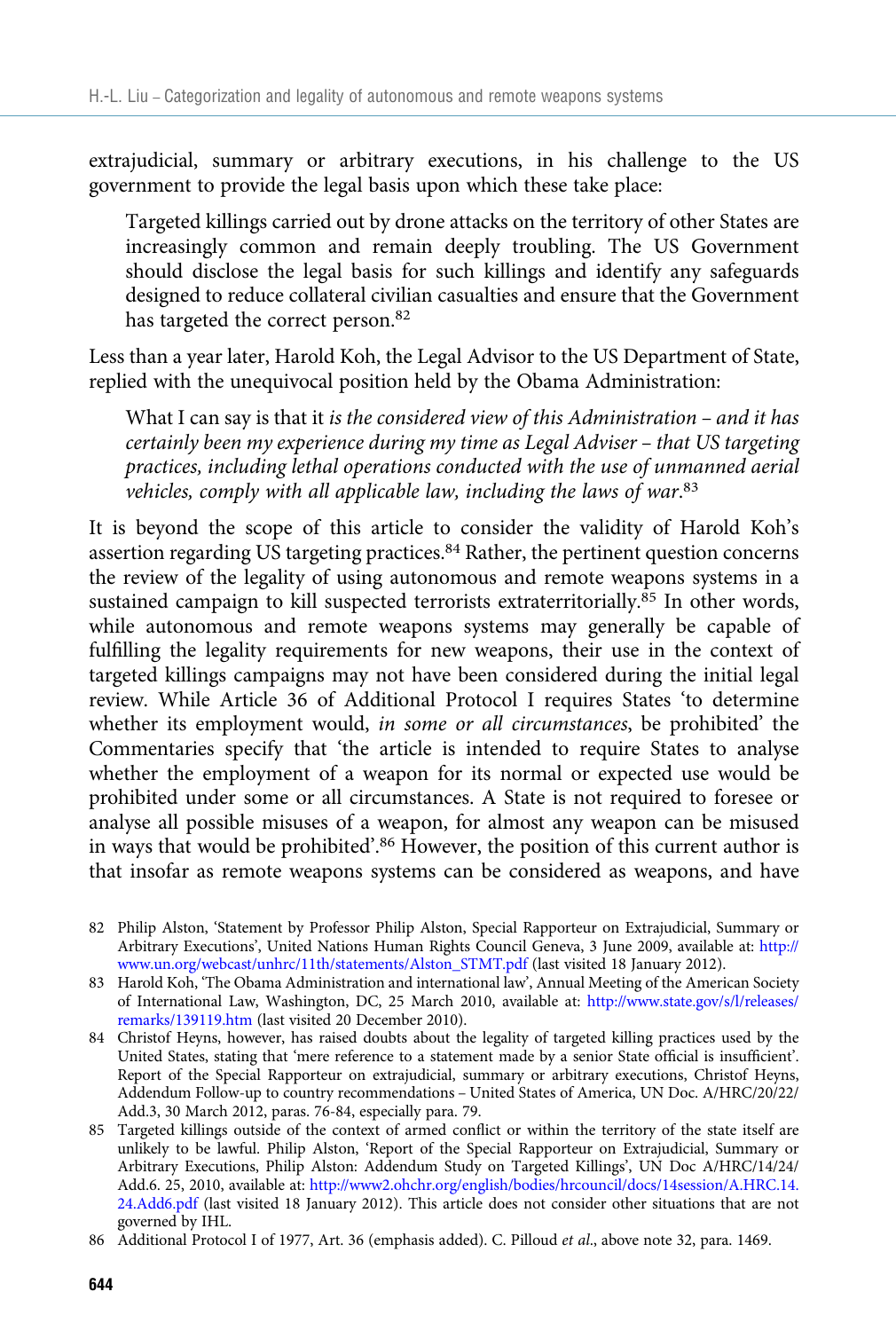extrajudicial, summary or arbitrary executions, in his challenge to the US government to provide the legal basis upon which these take place:

> Targeted killings carried out by drone attacks on the territory of other States are increasingly common and remain deeply troubling. The US Government should disclose the legal basis for such killings and identify any safeguards designed to reduce collateral civilian casualties and ensure that the Government has targeted the correct person.[82]

Less than a year later, Harold Koh, the Legal Advisor to the US Department of State, replied with the unequivocal position held by the Obama Administration:

> What I can say is that it *is the considered view of this Administration – and it has certainly been my experience during my time as Legal Adviser – that US targeting practices, including lethal operations conducted with the use of unmanned aerial vehicles, comply with all applicable law, including the laws of war.*[83]

It is beyond the scope of this article to consider the validity of Harold Koh's assertion regarding US targeting practices.[84] Rather, the pertinent question concerns the review of the legality of using autonomous and remote weapons systems in a sustained campaign to kill suspected terrorists extraterritorially.[85] In other words, while autonomous and remote weapons systems may generally be capable of fulfilling the legality requirements for new weapons, their use in the context of targeted killings campaigns may not have been considered during the initial legal review. While Article 36 of Additional Protocol I requires States 'to determine whether its employment would, *in some or all circumstances*, be prohibited' the Commentaries specify that 'the article is intended to require States to analyse whether the employment of a weapon for its normal or expected use would be prohibited under some or all circumstances. A State is not required to foresee or analyse all possible misuses of a weapon, for almost any weapon can be misused in ways that would be prohibited'.[86] However, the position of this current author is that insofar as remote weapons systems can be considered as weapons, and have

82 Philip Alston, 'Statement by Professor Philip Alston, Special Rapporteur on Extrajudicial, Summary or Arbitrary Executions', United Nations Human Rights Council Geneva, 3 June 2009, available at: http://www.un.org/webcast/unhrc/11th/statements/Alston_STMT.pdf (last visited 18 January 2012).

83 Harold Koh, 'The Obama Administration and international law', Annual Meeting of the American Society of International Law, Washington, DC, 25 March 2010, available at: http://www.state.gov/s/l/releases/remarks/139119.htm (last visited 20 December 2010).

84 Christof Heyns, however, has raised doubts about the legality of targeted killing practices used by the United States, stating that 'mere reference to a statement made by a senior State official is insufficient'. Report of the Special Rapporteur on extrajudicial, summary or arbitrary executions, Christof Heyns, Addendum Follow-up to country recommendations – United States of America, UN Doc. A/HRC/20/22/Add.3, 30 March 2012, paras. 76-84, especially para. 79.

85 Targeted killings outside of the context of armed conflict or within the territory of the state itself are unlikely to be lawful. Philip Alston, 'Report of the Special Rapporteur on Extrajudicial, Summary or Arbitrary Executions, Philip Alston: Addendum Study on Targeted Killings', UN Doc A/HRC/14/24/Add.6. 25, 2010, available at: http://www2.ohchr.org/english/bodies/hrcouncil/docs/14session/A.HRC.14.24.Add6.pdf (last visited 18 January 2012). This article does not consider other situations that are not governed by IHL.

86 Additional Protocol I of 1977, Art. 36 (emphasis added). C. Pilloud *et al*., above note 32, para. 1469.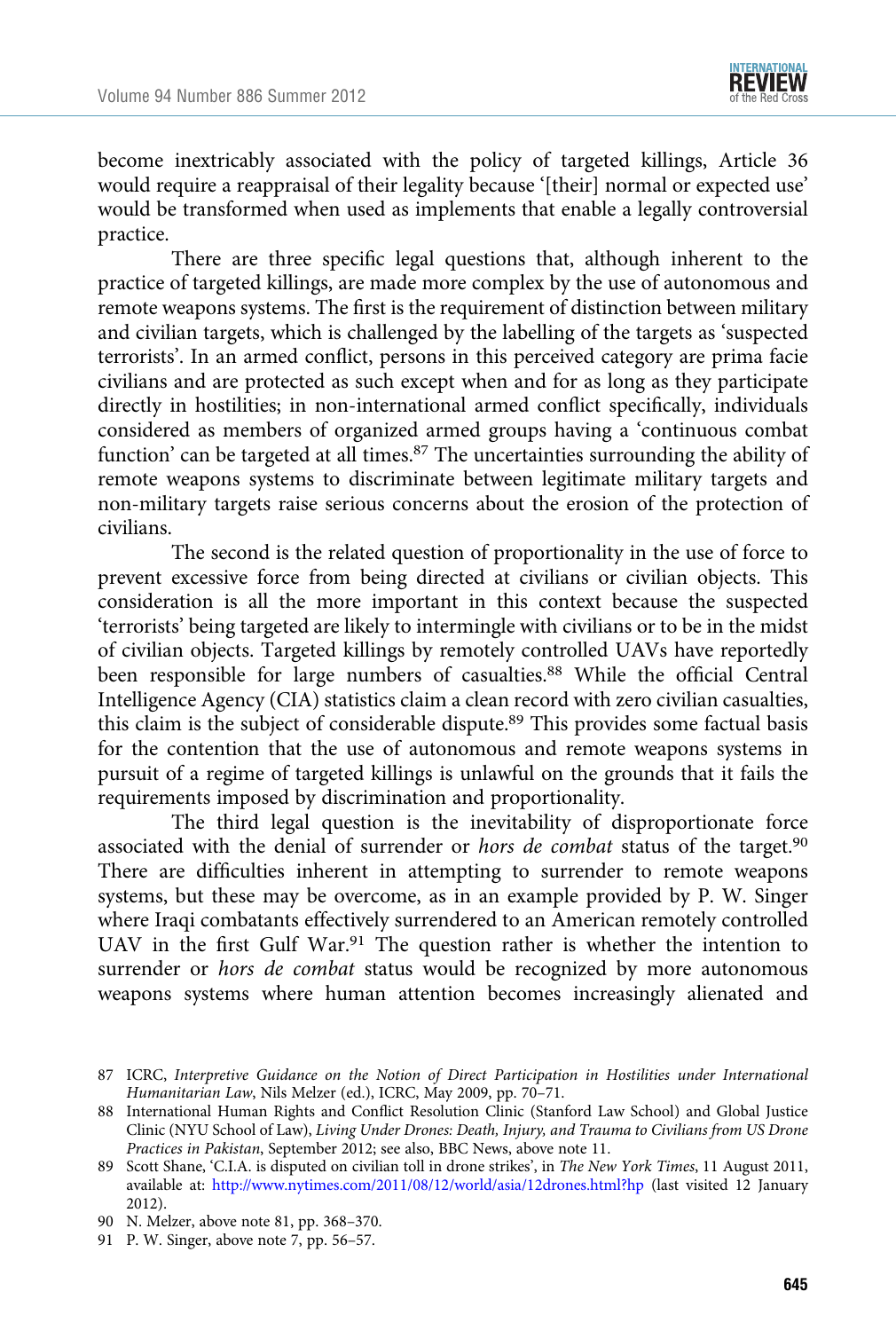become inextricably associated with the policy of targeted killings, Article 36 would require a reappraisal of their legality because '[their] normal or expected use' would be transformed when used as implements that enable a legally controversial practice.

There are three specific legal questions that, although inherent to the practice of targeted killings, are made more complex by the use of autonomous and remote weapons systems. The first is the requirement of distinction between military and civilian targets, which is challenged by the labelling of the targets as 'suspected terrorists'. In an armed conflict, persons in this perceived category are prima facie civilians and are protected as such except when and for as long as they participate directly in hostilities; in non-international armed conflict specifically, individuals considered as members of organized armed groups having a 'continuous combat function' can be targeted at all times.[87] The uncertainties surrounding the ability of remote weapons systems to discriminate between legitimate military targets and non-military targets raise serious concerns about the erosion of the protection of civilians.

The second is the related question of proportionality in the use of force to prevent excessive force from being directed at civilians or civilian objects. This consideration is all the more important in this context because the suspected 'terrorists' being targeted are likely to intermingle with civilians or to be in the midst of civilian objects. Targeted killings by remotely controlled UAVs have reportedly been responsible for large numbers of casualties.[88] While the official Central Intelligence Agency (CIA) statistics claim a clean record with zero civilian casualties, this claim is the subject of considerable dispute.[89] This provides some factual basis for the contention that the use of autonomous and remote weapons systems in pursuit of a regime of targeted killings is unlawful on the grounds that it fails the requirements imposed by discrimination and proportionality.

The third legal question is the inevitability of disproportionate force associated with the denial of surrender or *hors de combat* status of the target.[90] There are difficulties inherent in attempting to surrender to remote weapons systems, but these may be overcome, as in an example provided by P. W. Singer where Iraqi combatants effectively surrendered to an American remotely controlled UAV in the first Gulf War.[91] The question rather is whether the intention to surrender or *hors de combat* status would be recognized by more autonomous weapons systems where human attention becomes increasingly alienated and

---

87 ICRC, *Interpretive Guidance on the Notion of Direct Participation in Hostilities under International Humanitarian Law*, Nils Melzer (ed.), ICRC, May 2009, pp. 70–71.

88 International Human Rights and Conflict Resolution Clinic (Stanford Law School) and Global Justice Clinic (NYU School of Law), *Living Under Drones: Death, Injury, and Trauma to Civilians from US Drone Practices in Pakistan*, September 2012; see also, BBC News, above note 11.

89 Scott Shane, 'C.I.A. is disputed on civilian toll in drone strikes', in *The New York Times*, 11 August 2011, available at: http://www.nytimes.com/2011/08/12/world/asia/12drones.html?hp (last visited 12 January 2012).

90 N. Melzer, above note 81, pp. 368–370.

91 P. W. Singer, above note 7, pp. 56–57.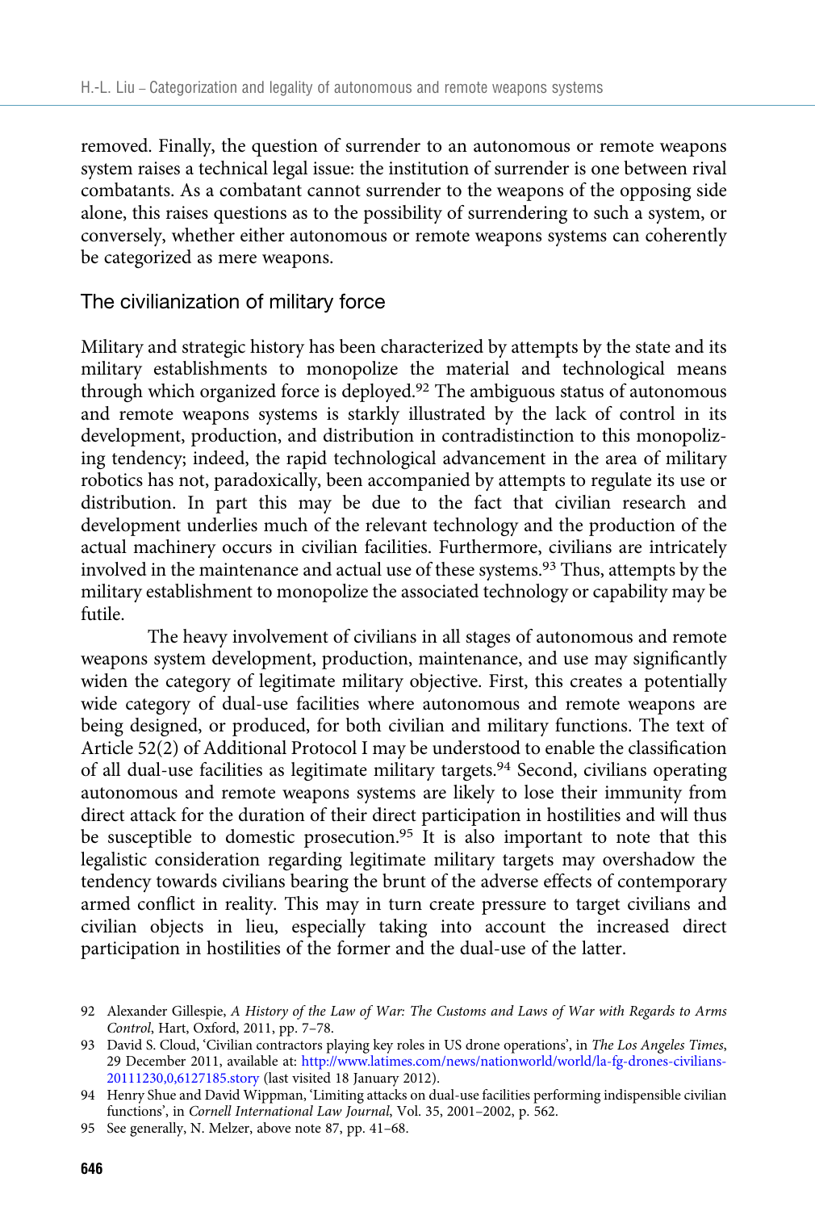removed. Finally, the question of surrender to an autonomous or remote weapons system raises a technical legal issue: the institution of surrender is one between rival combatants. As a combatant cannot surrender to the weapons of the opposing side alone, this raises questions as to the possibility of surrendering to such a system, or conversely, whether either autonomous or remote weapons systems can coherently be categorized as mere weapons.

## The civilianization of military force

Military and strategic history has been characterized by attempts by the state and its military establishments to monopolize the material and technological means through which organized force is deployed.[92] The ambiguous status of autonomous and remote weapons systems is starkly illustrated by the lack of control in its development, production, and distribution in contradistinction to this monopolizing tendency; indeed, the rapid technological advancement in the area of military robotics has not, paradoxically, been accompanied by attempts to regulate its use or distribution. In part this may be due to the fact that civilian research and development underlies much of the relevant technology and the production of the actual machinery occurs in civilian facilities. Furthermore, civilians are intricately involved in the maintenance and actual use of these systems.[93] Thus, attempts by the military establishment to monopolize the associated technology or capability may be futile.

The heavy involvement of civilians in all stages of autonomous and remote weapons system development, production, maintenance, and use may significantly widen the category of legitimate military objective. First, this creates a potentially wide category of dual-use facilities where autonomous and remote weapons are being designed, or produced, for both civilian and military functions. The text of Article 52(2) of Additional Protocol I may be understood to enable the classification of all dual-use facilities as legitimate military targets.[94] Second, civilians operating autonomous and remote weapons systems are likely to lose their immunity from direct attack for the duration of their direct participation in hostilities and will thus be susceptible to domestic prosecution.[95] It is also important to note that this legalistic consideration regarding legitimate military targets may overshadow the tendency towards civilians bearing the brunt of the adverse effects of contemporary armed conflict in reality. This may in turn create pressure to target civilians and civilian objects in lieu, especially taking into account the increased direct participation in hostilities of the former and the dual-use of the latter.

92 Alexander Gillespie, *A History of the Law of War: The Customs and Laws of War with Regards to Arms Control*, Hart, Oxford, 2011, pp. 7–78.

93 David S. Cloud, 'Civilian contractors playing key roles in US drone operations', in *The Los Angeles Times*, 29 December 2011, available at: http://www.latimes.com/news/nationworld/world/la-fg-drones-civilians-20111230,0,6127185.story (last visited 18 January 2012).

94 Henry Shue and David Wippman, 'Limiting attacks on dual-use facilities performing indispensible civilian functions', in *Cornell International Law Journal*, Vol. 35, 2001–2002, p. 562.

95 See generally, N. Melzer, above note 87, pp. 41–68.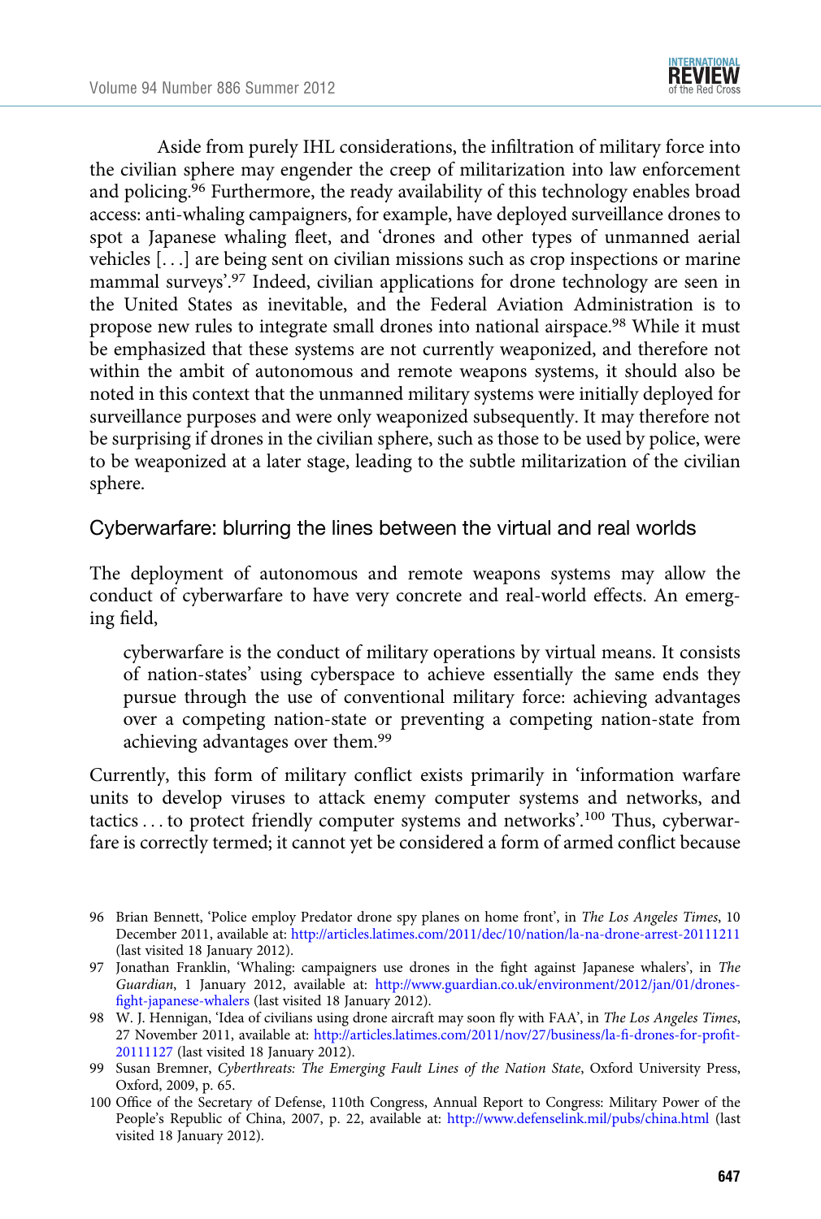Aside from purely IHL considerations, the infiltration of military force into the civilian sphere may engender the creep of militarization into law enforcement and policing.[96] Furthermore, the ready availability of this technology enables broad access: anti-whaling campaigners, for example, have deployed surveillance drones to spot a Japanese whaling fleet, and 'drones and other types of unmanned aerial vehicles [...] are being sent on civilian missions such as crop inspections or marine mammal surveys'.[97] Indeed, civilian applications for drone technology are seen in the United States as inevitable, and the Federal Aviation Administration is to propose new rules to integrate small drones into national airspace.[98] While it must be emphasized that these systems are not currently weaponized, and therefore not within the ambit of autonomous and remote weapons systems, it should also be noted in this context that the unmanned military systems were initially deployed for surveillance purposes and were only weaponized subsequently. It may therefore not be surprising if drones in the civilian sphere, such as those to be used by police, were to be weaponized at a later stage, leading to the subtle militarization of the civilian sphere.

## Cyberwarfare: blurring the lines between the virtual and real worlds

The deployment of autonomous and remote weapons systems may allow the conduct of cyberwarfare to have very concrete and real-world effects. An emerging field,

> cyberwarfare is the conduct of military operations by virtual means. It consists of nation-states' using cyberspace to achieve essentially the same ends they pursue through the use of conventional military force: achieving advantages over a competing nation-state or preventing a competing nation-state from achieving advantages over them.[99]

Currently, this form of military conflict exists primarily in 'information warfare units to develop viruses to attack enemy computer systems and networks, and tactics ... to protect friendly computer systems and networks'.[100] Thus, cyberwarfare is correctly termed; it cannot yet be considered a form of armed conflict because

96 Brian Bennett, 'Police employ Predator drone spy planes on home front', in *The Los Angeles Times*, 10 December 2011, available at: http://articles.latimes.com/2011/dec/10/nation/la-na-drone-arrest-20111211 (last visited 18 January 2012).

97 Jonathan Franklin, 'Whaling: campaigners use drones in the fight against Japanese whalers', in *The Guardian*, 1 January 2012, available at: http://www.guardian.co.uk/environment/2012/jan/01/drones-fight-japanese-whalers (last visited 18 January 2012).

98 W. J. Hennigan, 'Idea of civilians using drone aircraft may soon fly with FAA', in *The Los Angeles Times*, 27 November 2011, available at: http://articles.latimes.com/2011/nov/27/business/la-fi-drones-for-profit-20111127 (last visited 18 January 2012).

99 Susan Bremner, *Cyberthreats: The Emerging Fault Lines of the Nation State*, Oxford University Press, Oxford, 2009, p. 65.

100 Office of the Secretary of Defense, 110th Congress, Annual Report to Congress: Military Power of the People's Republic of China, 2007, p. 22, available at: http://www.defenselink.mil/pubs/china.html (last visited 18 January 2012).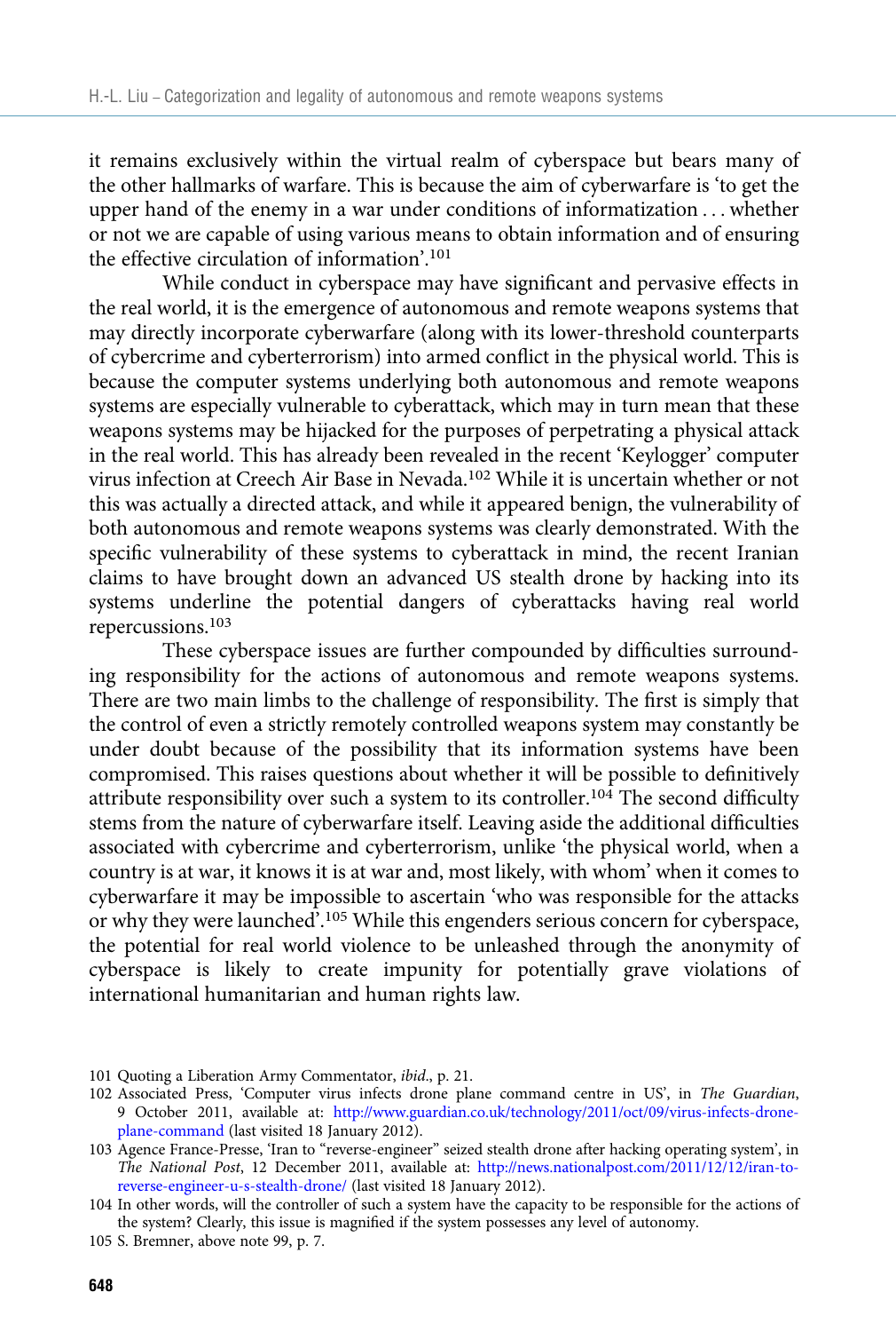it remains exclusively within the virtual realm of cyberspace but bears many of the other hallmarks of warfare. This is because the aim of cyberwarfare is 'to get the upper hand of the enemy in a war under conditions of informatization . . . whether or not we are capable of using various means to obtain information and of ensuring the effective circulation of information'.[101]

While conduct in cyberspace may have significant and pervasive effects in the real world, it is the emergence of autonomous and remote weapons systems that may directly incorporate cyberwarfare (along with its lower-threshold counterparts of cybercrime and cyberterrorism) into armed conflict in the physical world. This is because the computer systems underlying both autonomous and remote weapons systems are especially vulnerable to cyberattack, which may in turn mean that these weapons systems may be hijacked for the purposes of perpetrating a physical attack in the real world. This has already been revealed in the recent 'Keylogger' computer virus infection at Creech Air Base in Nevada.[102] While it is uncertain whether or not this was actually a directed attack, and while it appeared benign, the vulnerability of both autonomous and remote weapons systems was clearly demonstrated. With the specific vulnerability of these systems to cyberattack in mind, the recent Iranian claims to have brought down an advanced US stealth drone by hacking into its systems underline the potential dangers of cyberattacks having real world repercussions.[103]

These cyberspace issues are further compounded by difficulties surrounding responsibility for the actions of autonomous and remote weapons systems. There are two main limbs to the challenge of responsibility. The first is simply that the control of even a strictly remotely controlled weapons system may constantly be under doubt because of the possibility that its information systems have been compromised. This raises questions about whether it will be possible to definitively attribute responsibility over such a system to its controller.[104] The second difficulty stems from the nature of cyberwarfare itself. Leaving aside the additional difficulties associated with cybercrime and cyberterrorism, unlike 'the physical world, when a country is at war, it knows it is at war and, most likely, with whom' when it comes to cyberwarfare it may be impossible to ascertain 'who was responsible for the attacks or why they were launched'.[105] While this engenders serious concern for cyberspace, the potential for real world violence to be unleashed through the anonymity of cyberspace is likely to create impunity for potentially grave violations of international humanitarian and human rights law.

101 Quoting a Liberation Army Commentator, *ibid*., p. 21.

102 Associated Press, 'Computer virus infects drone plane command centre in US', in *The Guardian*, 9 October 2011, available at: http://www.guardian.co.uk/technology/2011/oct/09/virus-infects-drone-plane-command (last visited 18 January 2012).

103 Agence France-Presse, 'Iran to "reverse-engineer" seized stealth drone after hacking operating system', in *The National Post*, 12 December 2011, available at: http://news.nationalpost.com/2011/12/12/iran-to-reverse-engineer-u-s-stealth-drone/ (last visited 18 January 2012).

104 In other words, will the controller of such a system have the capacity to be responsible for the actions of the system? Clearly, this issue is magnified if the system possesses any level of autonomy.

105 S. Bremner, above note 99, p. 7.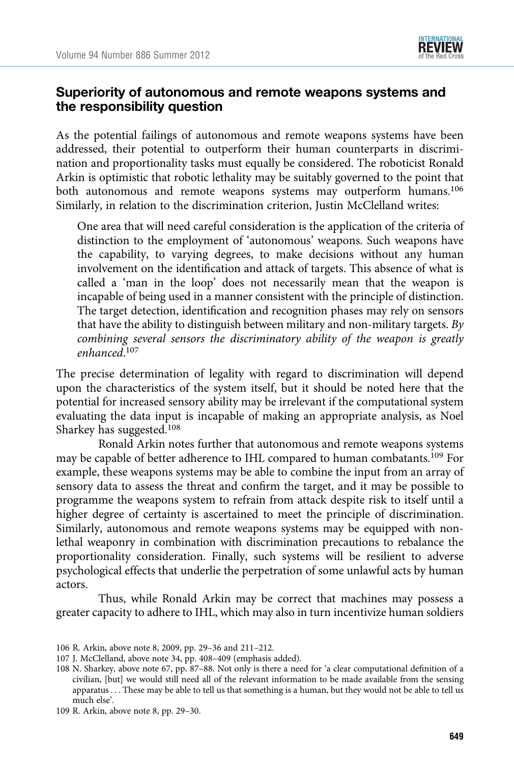## Superiority of autonomous and remote weapons systems and the responsibility question

As the potential failings of autonomous and remote weapons systems have been addressed, their potential to outperform their human counterparts in discrimination and proportionality tasks must equally be considered. The roboticist Ronald Arkin is optimistic that robotic lethality may be suitably governed to the point that both autonomous and remote weapons systems may outperform humans.[106] Similarly, in relation to the discrimination criterion, Justin McClelland writes:

> One area that will need careful consideration is the application of the criteria of distinction to the employment of 'autonomous' weapons. Such weapons have the capability, to varying degrees, to make decisions without any human involvement on the identification and attack of targets. This absence of what is called a 'man in the loop' does not necessarily mean that the weapon is incapable of being used in a manner consistent with the principle of distinction. The target detection, identification and recognition phases may rely on sensors that have the ability to distinguish between military and non-military targets. *By combining several sensors the discriminatory ability of the weapon is greatly enhanced.*[107]

The precise determination of legality with regard to discrimination will depend upon the characteristics of the system itself, but it should be noted here that the potential for increased sensory ability may be irrelevant if the computational system evaluating the data input is incapable of making an appropriate analysis, as Noel Sharkey has suggested.[108]

Ronald Arkin notes further that autonomous and remote weapons systems may be capable of better adherence to IHL compared to human combatants.[109] For example, these weapons systems may be able to combine the input from an array of sensory data to assess the threat and confirm the target, and it may be possible to programme the weapons system to refrain from attack despite risk to itself until a higher degree of certainty is ascertained to meet the principle of discrimination. Similarly, autonomous and remote weapons systems may be equipped with non-lethal weaponry in combination with discrimination precautions to rebalance the proportionality consideration. Finally, such systems will be resilient to adverse psychological effects that underlie the perpetration of some unlawful acts by human actors.

Thus, while Ronald Arkin may be correct that machines may possess a greater capacity to adhere to IHL, which may also in turn incentivize human soldiers

---

106 R. Arkin, above note 8, 2009, pp. 29–36 and 211–212.

107 J. McClelland, above note 34, pp. 408–409 (emphasis added).

108 N. Sharkey, above note 67, pp. 87–88. Not only is there a need for 'a clear computational definition of a civilian, [but] we would still need all of the relevant information to be made available from the sensing apparatus . . . These may be able to tell us that something is a human, but they would not be able to tell us much else'.

109 R. Arkin, above note 8, pp. 29–30.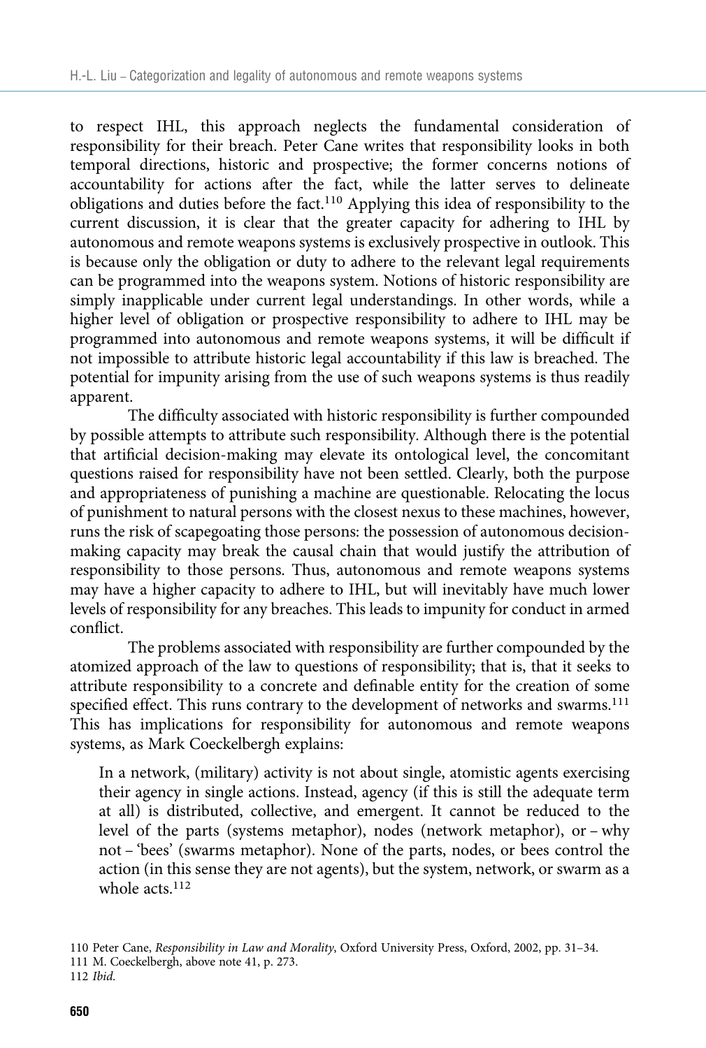to respect IHL, this approach neglects the fundamental consideration of responsibility for their breach. Peter Cane writes that responsibility looks in both temporal directions, historic and prospective; the former concerns notions of accountability for actions after the fact, while the latter serves to delineate obligations and duties before the fact.[110] Applying this idea of responsibility to the current discussion, it is clear that the greater capacity for adhering to IHL by autonomous and remote weapons systems is exclusively prospective in outlook. This is because only the obligation or duty to adhere to the relevant legal requirements can be programmed into the weapons system. Notions of historic responsibility are simply inapplicable under current legal understandings. In other words, while a higher level of obligation or prospective responsibility to adhere to IHL may be programmed into autonomous and remote weapons systems, it will be difficult if not impossible to attribute historic legal accountability if this law is breached. The potential for impunity arising from the use of such weapons systems is thus readily apparent.

The difficulty associated with historic responsibility is further compounded by possible attempts to attribute such responsibility. Although there is the potential that artificial decision-making may elevate its ontological level, the concomitant questions raised for responsibility have not been settled. Clearly, both the purpose and appropriateness of punishing a machine are questionable. Relocating the locus of punishment to natural persons with the closest nexus to these machines, however, runs the risk of scapegoating those persons: the possession of autonomous decision-making capacity may break the causal chain that would justify the attribution of responsibility to those persons. Thus, autonomous and remote weapons systems may have a higher capacity to adhere to IHL, but will inevitably have much lower levels of responsibility for any breaches. This leads to impunity for conduct in armed conflict.

The problems associated with responsibility are further compounded by the atomized approach of the law to questions of responsibility; that is, that it seeks to attribute responsibility to a concrete and definable entity for the creation of some specified effect. This runs contrary to the development of networks and swarms.[111] This has implications for responsibility for autonomous and remote weapons systems, as Mark Coeckelbergh explains:

> In a network, (military) activity is not about single, atomistic agents exercising their agency in single actions. Instead, agency (if this is still the adequate term at all) is distributed, collective, and emergent. It cannot be reduced to the level of the parts (systems metaphor), nodes (network metaphor), or – why not – 'bees' (swarms metaphor). None of the parts, nodes, or bees control the action (in this sense they are not agents), but the system, network, or swarm as a whole acts.[112]

110 Peter Cane, *Responsibility in Law and Morality*, Oxford University Press, Oxford, 2002, pp. 31–34.

111 M. Coeckelbergh, above note 41, p. 273.

112 *Ibid.*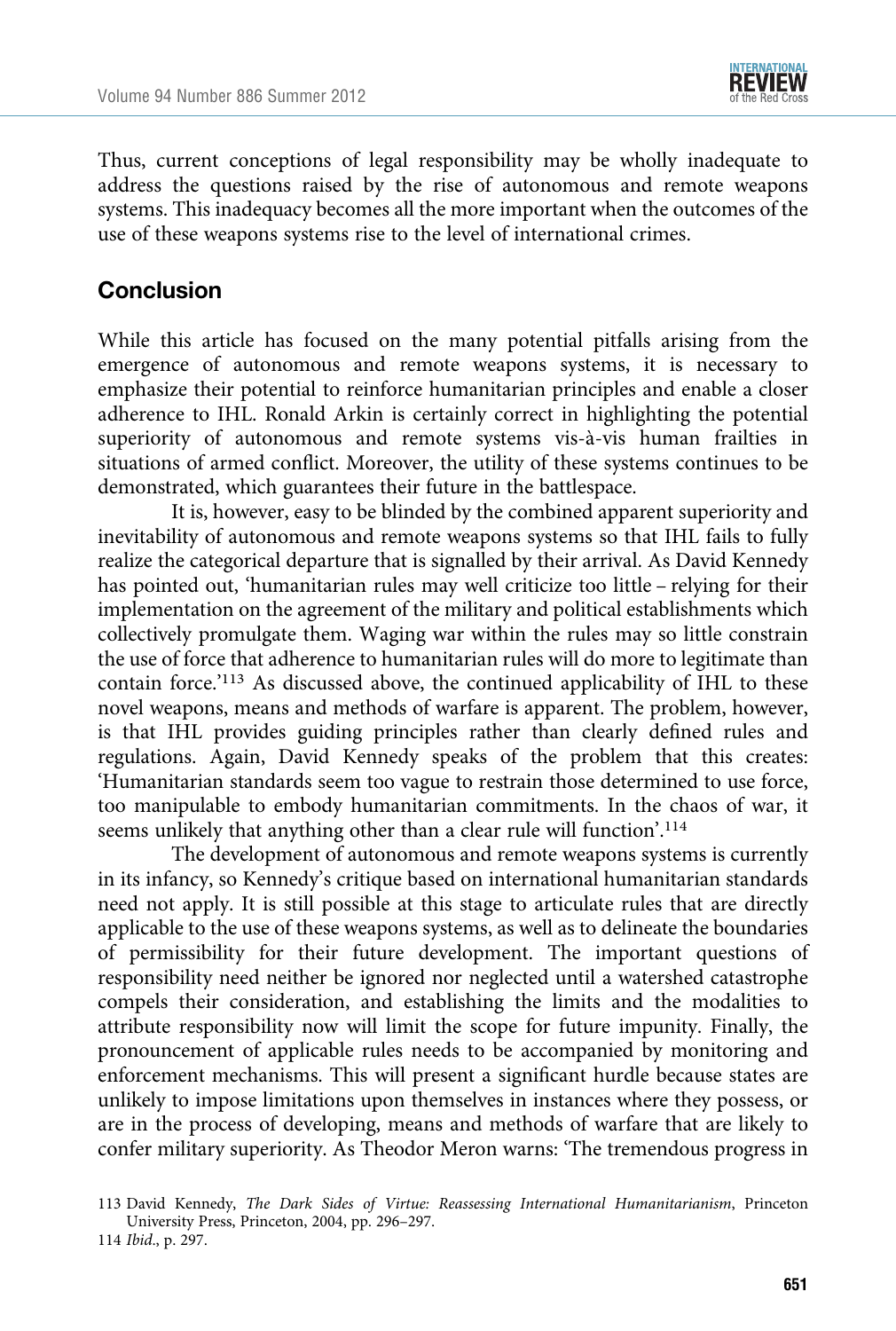Thus, current conceptions of legal responsibility may be wholly inadequate to address the questions raised by the rise of autonomous and remote weapons systems. This inadequacy becomes all the more important when the outcomes of the use of these weapons systems rise to the level of international crimes.

## Conclusion

While this article has focused on the many potential pitfalls arising from the emergence of autonomous and remote weapons systems, it is necessary to emphasize their potential to reinforce humanitarian principles and enable a closer adherence to IHL. Ronald Arkin is certainly correct in highlighting the potential superiority of autonomous and remote systems vis-à-vis human frailties in situations of armed conflict. Moreover, the utility of these systems continues to be demonstrated, which guarantees their future in the battlespace.

It is, however, easy to be blinded by the combined apparent superiority and inevitability of autonomous and remote weapons systems so that IHL fails to fully realize the categorical departure that is signalled by their arrival. As David Kennedy has pointed out, 'humanitarian rules may well criticize too little – relying for their implementation on the agreement of the military and political establishments which collectively promulgate them. Waging war within the rules may so little constrain the use of force that adherence to humanitarian rules will do more to legitimate than contain force.'[113] As discussed above, the continued applicability of IHL to these novel weapons, means and methods of warfare is apparent. The problem, however, is that IHL provides guiding principles rather than clearly defined rules and regulations. Again, David Kennedy speaks of the problem that this creates: 'Humanitarian standards seem too vague to restrain those determined to use force, too manipulable to embody humanitarian commitments. In the chaos of war, it seems unlikely that anything other than a clear rule will function'.[114]

The development of autonomous and remote weapons systems is currently in its infancy, so Kennedy's critique based on international humanitarian standards need not apply. It is still possible at this stage to articulate rules that are directly applicable to the use of these weapons systems, as well as to delineate the boundaries of permissibility for their future development. The important questions of responsibility need neither be ignored nor neglected until a watershed catastrophe compels their consideration, and establishing the limits and the modalities to attribute responsibility now will limit the scope for future impunity. Finally, the pronouncement of applicable rules needs to be accompanied by monitoring and enforcement mechanisms. This will present a significant hurdle because states are unlikely to impose limitations upon themselves in instances where they possess, or are in the process of developing, means and methods of warfare that are likely to confer military superiority. As Theodor Meron warns: 'The tremendous progress in

113 David Kennedy, *The Dark Sides of Virtue: Reassessing International Humanitarianism*, Princeton University Press, Princeton, 2004, pp. 296–297.

114 *Ibid*., p. 297.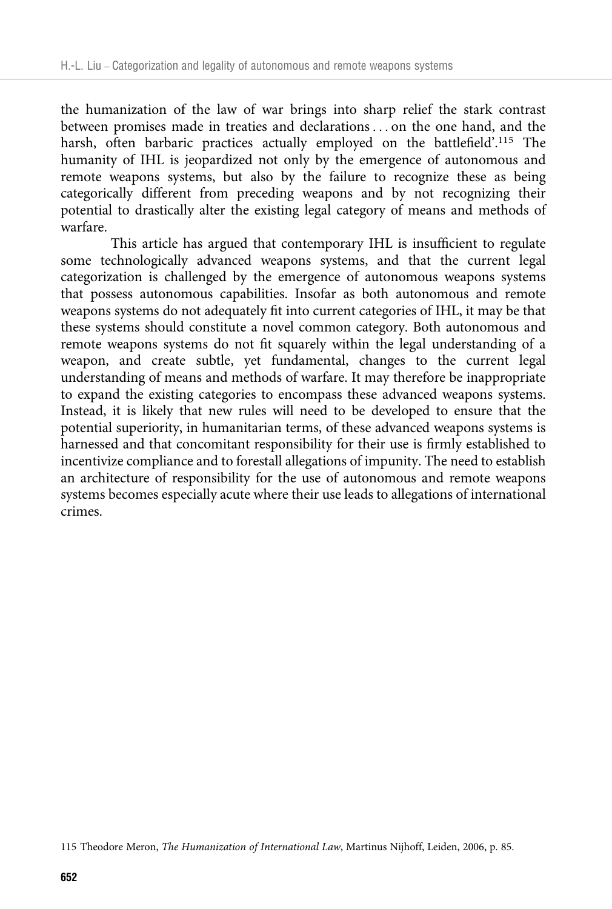the humanization of the law of war brings into sharp relief the stark contrast between promises made in treaties and declarations . . . on the one hand, and the harsh, often barbaric practices actually employed on the battlefield'.[115] The humanity of IHL is jeopardized not only by the emergence of autonomous and remote weapons systems, but also by the failure to recognize these as being categorically different from preceding weapons and by not recognizing their potential to drastically alter the existing legal category of means and methods of warfare.

This article has argued that contemporary IHL is insufficient to regulate some technologically advanced weapons systems, and that the current legal categorization is challenged by the emergence of autonomous weapons systems that possess autonomous capabilities. Insofar as both autonomous and remote weapons systems do not adequately fit into current categories of IHL, it may be that these systems should constitute a novel common category. Both autonomous and remote weapons systems do not fit squarely within the legal understanding of a weapon, and create subtle, yet fundamental, changes to the current legal understanding of means and methods of warfare. It may therefore be inappropriate to expand the existing categories to encompass these advanced weapons systems. Instead, it is likely that new rules will need to be developed to ensure that the potential superiority, in humanitarian terms, of these advanced weapons systems is harnessed and that concomitant responsibility for their use is firmly established to incentivize compliance and to forestall allegations of impunity. The need to establish an architecture of responsibility for the use of autonomous and remote weapons systems becomes especially acute where their use leads to allegations of international crimes.

115 Theodore Meron, *The Humanization of International Law*, Martinus Nijhoff, Leiden, 2006, p. 85.